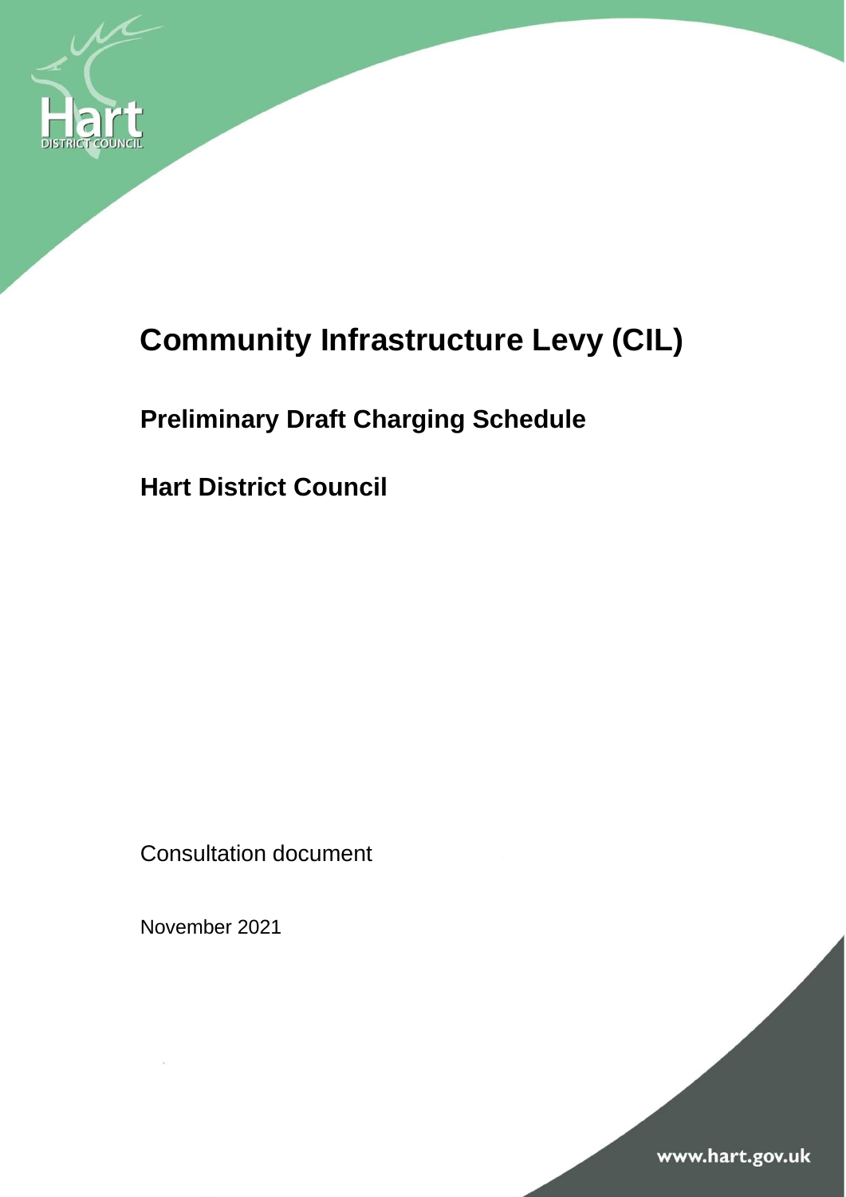# Community Infrastructure Levy (CIL)

## Preliminary Draft Charging Schedule

## Hart District Council

Consultation document

November 2021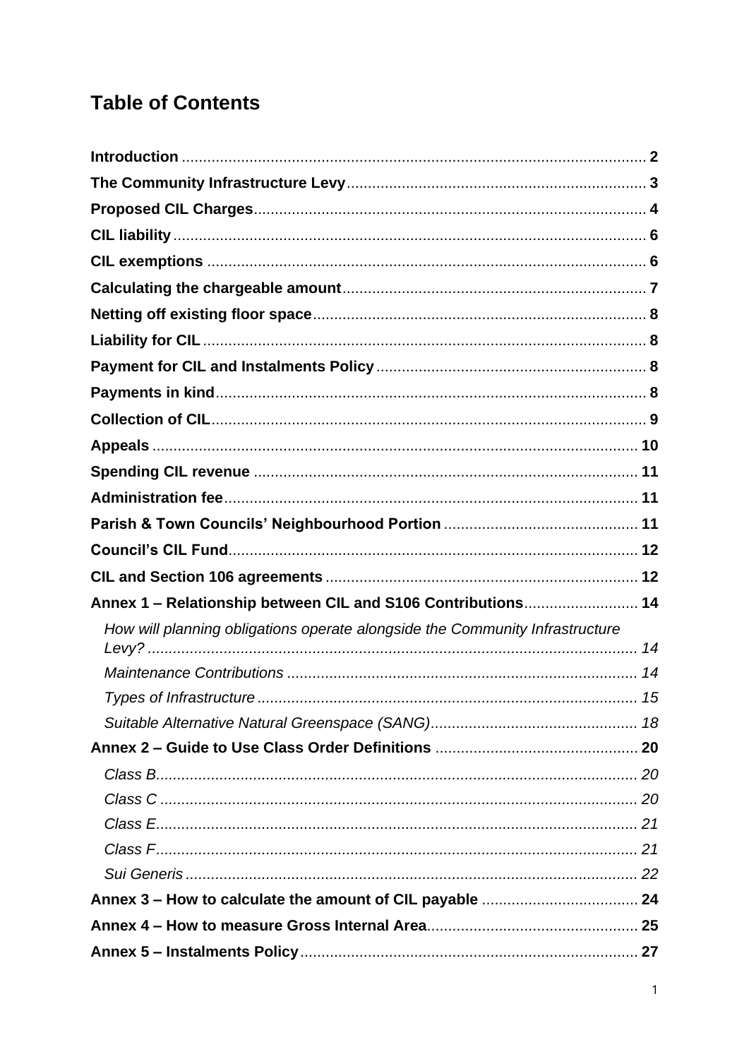# Table of Contents

**Introduction** .......... 2
**The Community Infrastructure Levy** .......... 3
**Proposed CIL Charges** .......... 4
**CIL liability** .......... 6
**CIL exemptions** .......... 6
**Calculating the chargeable amount** .......... 7
**Netting off existing floor space** .......... 8
**Liability for CIL** .......... 8
**Payment for CIL and Instalments Policy** .......... 8
**Payments in kind** .......... 8
**Collection of CIL** .......... 9
**Appeals** .......... 10
**Spending CIL revenue** .......... 11
**Administration fee** .......... 11
**Parish & Town Councils' Neighbourhood Portion** .......... 11
**Council's CIL Fund** .......... 12
**CIL and Section 106 agreements** .......... 12
**Annex 1 – Relationship between CIL and S106 Contributions** .......... 14
- *How will planning obligations operate alongside the Community Infrastructure Levy?* .......... 14
- *Maintenance Contributions* .......... 14
- *Types of Infrastructure* .......... 15
- *Suitable Alternative Natural Greenspace (SANG)* .......... 18

**Annex 2 – Guide to Use Class Order Definitions** .......... 20
- *Class B* .......... 20
- *Class C* .......... 20
- *Class E* .......... 21
- *Class F* .......... 21
- *Sui Generis* .......... 22

**Annex 3 – How to calculate the amount of CIL payable** .......... 24
**Annex 4 – How to measure Gross Internal Area** .......... 25
**Annex 5 – Instalments Policy** .......... 27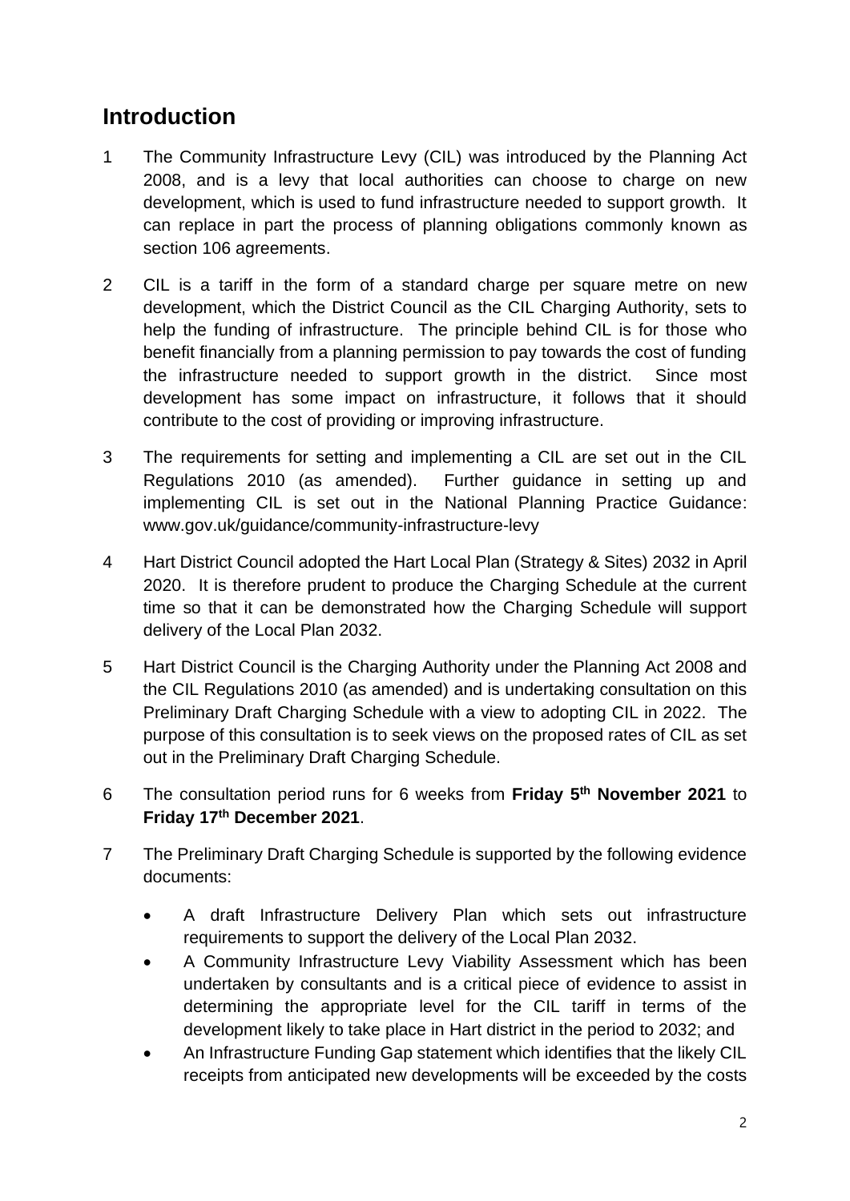## Introduction

1 The Community Infrastructure Levy (CIL) was introduced by the Planning Act 2008, and is a levy that local authorities can choose to charge on new development, which is used to fund infrastructure needed to support growth. It can replace in part the process of planning obligations commonly known as section 106 agreements.

2 CIL is a tariff in the form of a standard charge per square metre on new development, which the District Council as the CIL Charging Authority, sets to help the funding of infrastructure. The principle behind CIL is for those who benefit financially from a planning permission to pay towards the cost of funding the infrastructure needed to support growth in the district. Since most development has some impact on infrastructure, it follows that it should contribute to the cost of providing or improving infrastructure.

3 The requirements for setting and implementing a CIL are set out in the CIL Regulations 2010 (as amended). Further guidance in setting up and implementing CIL is set out in the National Planning Practice Guidance: www.gov.uk/guidance/community-infrastructure-levy

4 Hart District Council adopted the Hart Local Plan (Strategy & Sites) 2032 in April 2020. It is therefore prudent to produce the Charging Schedule at the current time so that it can be demonstrated how the Charging Schedule will support delivery of the Local Plan 2032.

5 Hart District Council is the Charging Authority under the Planning Act 2008 and the CIL Regulations 2010 (as amended) and is undertaking consultation on this Preliminary Draft Charging Schedule with a view to adopting CIL in 2022. The purpose of this consultation is to seek views on the proposed rates of CIL as set out in the Preliminary Draft Charging Schedule.

6 The consultation period runs for 6 weeks from **Friday 5th November 2021** to **Friday 17th December 2021**.

7 The Preliminary Draft Charging Schedule is supported by the following evidence documents:

- A draft Infrastructure Delivery Plan which sets out infrastructure requirements to support the delivery of the Local Plan 2032.
- A Community Infrastructure Levy Viability Assessment which has been undertaken by consultants and is a critical piece of evidence to assist in determining the appropriate level for the CIL tariff in terms of the development likely to take place in Hart district in the period to 2032; and
- An Infrastructure Funding Gap statement which identifies that the likely CIL receipts from anticipated new developments will be exceeded by the costs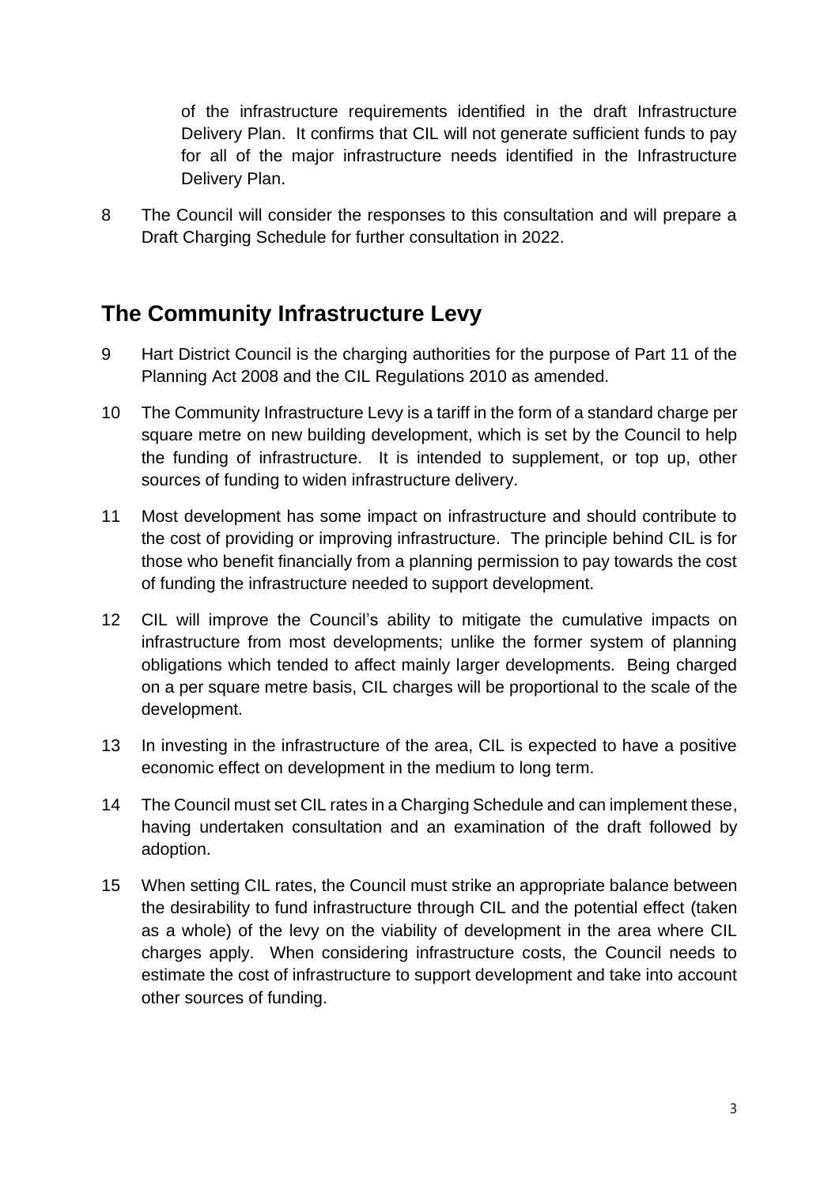of the infrastructure requirements identified in the draft Infrastructure Delivery Plan. It confirms that CIL will not generate sufficient funds to pay for all of the major infrastructure needs identified in the Infrastructure Delivery Plan.

8 The Council will consider the responses to this consultation and will prepare a Draft Charging Schedule for further consultation in 2022.

## The Community Infrastructure Levy

9 Hart District Council is the charging authorities for the purpose of Part 11 of the Planning Act 2008 and the CIL Regulations 2010 as amended.

10 The Community Infrastructure Levy is a tariff in the form of a standard charge per square metre on new building development, which is set by the Council to help the funding of infrastructure. It is intended to supplement, or top up, other sources of funding to widen infrastructure delivery.

11 Most development has some impact on infrastructure and should contribute to the cost of providing or improving infrastructure. The principle behind CIL is for those who benefit financially from a planning permission to pay towards the cost of funding the infrastructure needed to support development.

12 CIL will improve the Council's ability to mitigate the cumulative impacts on infrastructure from most developments; unlike the former system of planning obligations which tended to affect mainly larger developments. Being charged on a per square metre basis, CIL charges will be proportional to the scale of the development.

13 In investing in the infrastructure of the area, CIL is expected to have a positive economic effect on development in the medium to long term.

14 The Council must set CIL rates in a Charging Schedule and can implement these, having undertaken consultation and an examination of the draft followed by adoption.

15 When setting CIL rates, the Council must strike an appropriate balance between the desirability to fund infrastructure through CIL and the potential effect (taken as a whole) of the levy on the viability of development in the area where CIL charges apply. When considering infrastructure costs, the Council needs to estimate the cost of infrastructure to support development and take into account other sources of funding.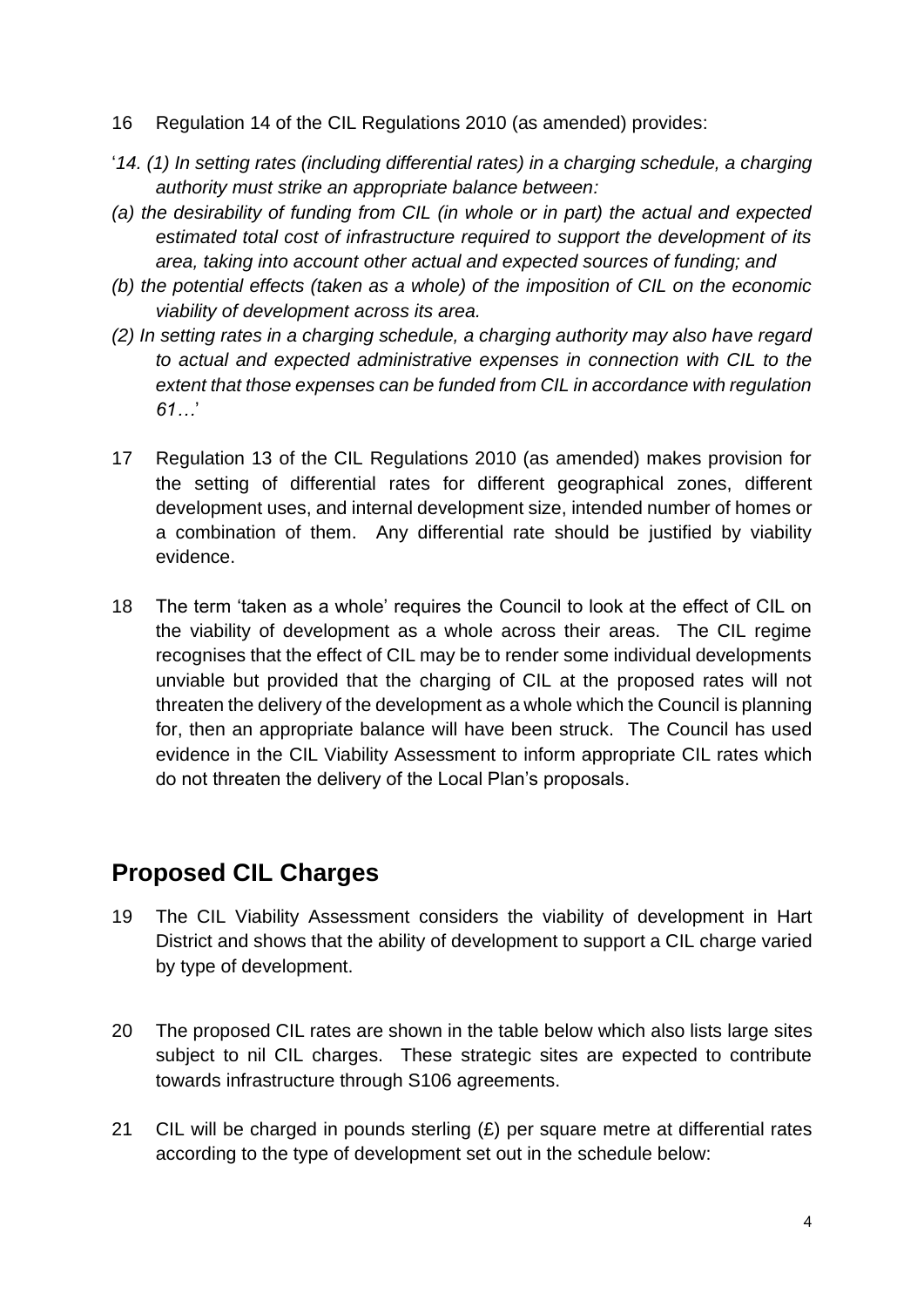16 Regulation 14 of the CIL Regulations 2010 (as amended) provides:

'*14. (1) In setting rates (including differential rates) in a charging schedule, a charging authority must strike an appropriate balance between:*

*(a) the desirability of funding from CIL (in whole or in part) the actual and expected estimated total cost of infrastructure required to support the development of its area, taking into account other actual and expected sources of funding; and*

*(b) the potential effects (taken as a whole) of the imposition of CIL on the economic viability of development across its area.*

*(2) In setting rates in a charging schedule, a charging authority may also have regard to actual and expected administrative expenses in connection with CIL to the extent that those expenses can be funded from CIL in accordance with regulation 61…*'

17 Regulation 13 of the CIL Regulations 2010 (as amended) makes provision for the setting of differential rates for different geographical zones, different development uses, and internal development size, intended number of homes or a combination of them. Any differential rate should be justified by viability evidence.

18 The term 'taken as a whole' requires the Council to look at the effect of CIL on the viability of development as a whole across their areas. The CIL regime recognises that the effect of CIL may be to render some individual developments unviable but provided that the charging of CIL at the proposed rates will not threaten the delivery of the development as a whole which the Council is planning for, then an appropriate balance will have been struck. The Council has used evidence in the CIL Viability Assessment to inform appropriate CIL rates which do not threaten the delivery of the Local Plan's proposals.

## Proposed CIL Charges

19 The CIL Viability Assessment considers the viability of development in Hart District and shows that the ability of development to support a CIL charge varied by type of development.

20 The proposed CIL rates are shown in the table below which also lists large sites subject to nil CIL charges. These strategic sites are expected to contribute towards infrastructure through S106 agreements.

21 CIL will be charged in pounds sterling (£) per square metre at differential rates according to the type of development set out in the schedule below: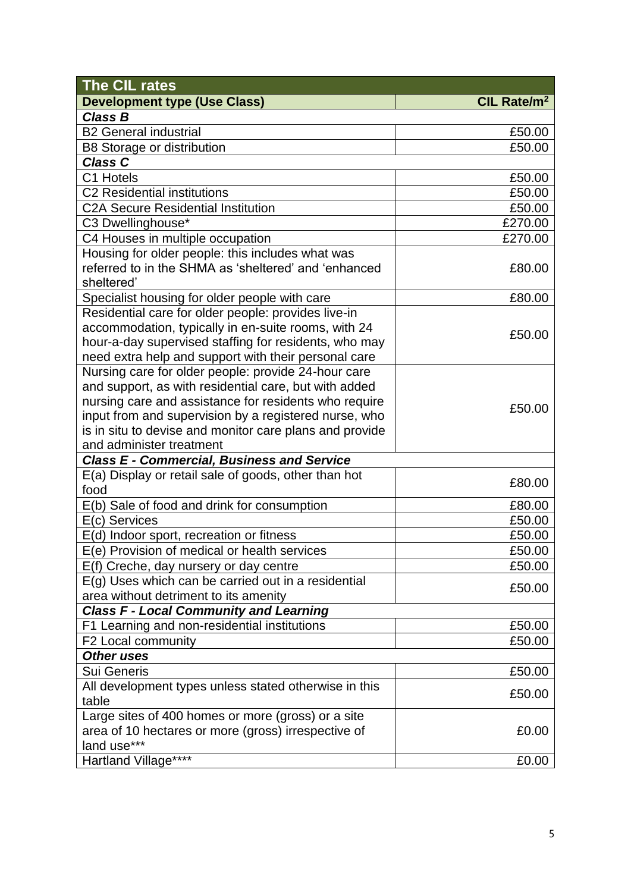| The CIL rates | |
|---|---|
| **Development type (Use Class)** | **CIL Rate/m²** |
| ***Class B*** | |
| B2 General industrial | £50.00 |
| B8 Storage or distribution | £50.00 |
| ***Class C*** | |
| C1 Hotels | £50.00 |
| C2 Residential institutions | £50.00 |
| C2A Secure Residential Institution | £50.00 |
| C3 Dwellinghouse* | £270.00 |
| C4 Houses in multiple occupation | £270.00 |
| Housing for older people: this includes what was referred to in the SHMA as 'sheltered' and 'enhanced sheltered' | £80.00 |
| Specialist housing for older people with care | £80.00 |
| Residential care for older people: provides live-in accommodation, typically in en-suite rooms, with 24 hour-a-day supervised staffing for residents, who may need extra help and support with their personal care | £50.00 |
| Nursing care for older people: provide 24-hour care and support, as with residential care, but with added nursing care and assistance for residents who require input from and supervision by a registered nurse, who is in situ to devise and monitor care plans and provide and administer treatment | £50.00 |
| ***Class E - Commercial, Business and Service*** | |
| E(a) Display or retail sale of goods, other than hot food | £80.00 |
| E(b) Sale of food and drink for consumption | £80.00 |
| E(c) Services | £50.00 |
| E(d) Indoor sport, recreation or fitness | £50.00 |
| E(e) Provision of medical or health services | £50.00 |
| E(f) Creche, day nursery or day centre | £50.00 |
| E(g) Uses which can be carried out in a residential area without detriment to its amenity | £50.00 |
| ***Class F - Local Community and Learning*** | |
| F1 Learning and non-residential institutions | £50.00 |
| F2 Local community | £50.00 |
| ***Other uses*** | |
| Sui Generis | £50.00 |
| All development types unless stated otherwise in this table | £50.00 |
| Large sites of 400 homes or more (gross) or a site area of 10 hectares or more (gross) irrespective of land use*** | £0.00 |
| Hartland Village**** | £0.00 |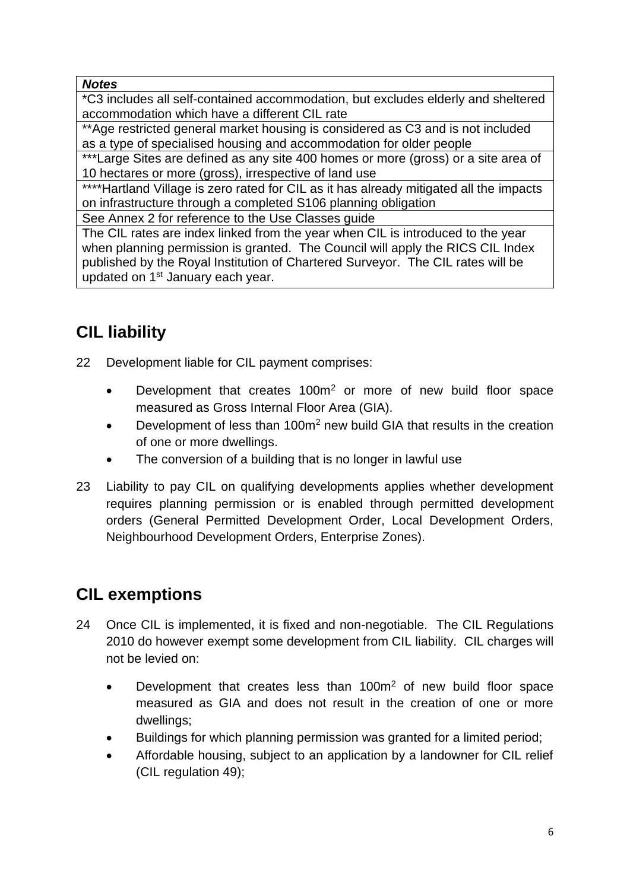| *Notes* |
|---|
| *C3 includes all self-contained accommodation, but excludes elderly and sheltered accommodation which have a different CIL rate |
| **Age restricted general market housing is considered as C3 and is not included as a type of specialised housing and accommodation for older people |
| ***Large Sites are defined as any site 400 homes or more (gross) or a site area of 10 hectares or more (gross), irrespective of land use |
| ****Hartland Village is zero rated for CIL as it has already mitigated all the impacts on infrastructure through a completed S106 planning obligation |
| See Annex 2 for reference to the Use Classes guide |
| The CIL rates are index linked from the year when CIL is introduced to the year when planning permission is granted. The Council will apply the RICS CIL Index published by the Royal Institution of Chartered Surveyor. The CIL rates will be updated on 1st January each year. |

## CIL liability

22 Development liable for CIL payment comprises:

- Development that creates $100m^2$ or more of new build floor space measured as Gross Internal Floor Area (GIA).
- Development of less than $100m^2$ new build GIA that results in the creation of one or more dwellings.
- The conversion of a building that is no longer in lawful use

23 Liability to pay CIL on qualifying developments applies whether development requires planning permission or is enabled through permitted development orders (General Permitted Development Order, Local Development Orders, Neighbourhood Development Orders, Enterprise Zones).

## CIL exemptions

24 Once CIL is implemented, it is fixed and non-negotiable. The CIL Regulations 2010 do however exempt some development from CIL liability. CIL charges will not be levied on:

- Development that creates less than $100m^2$ of new build floor space measured as GIA and does not result in the creation of one or more dwellings;
- Buildings for which planning permission was granted for a limited period;
- Affordable housing, subject to an application by a landowner for CIL relief (CIL regulation 49);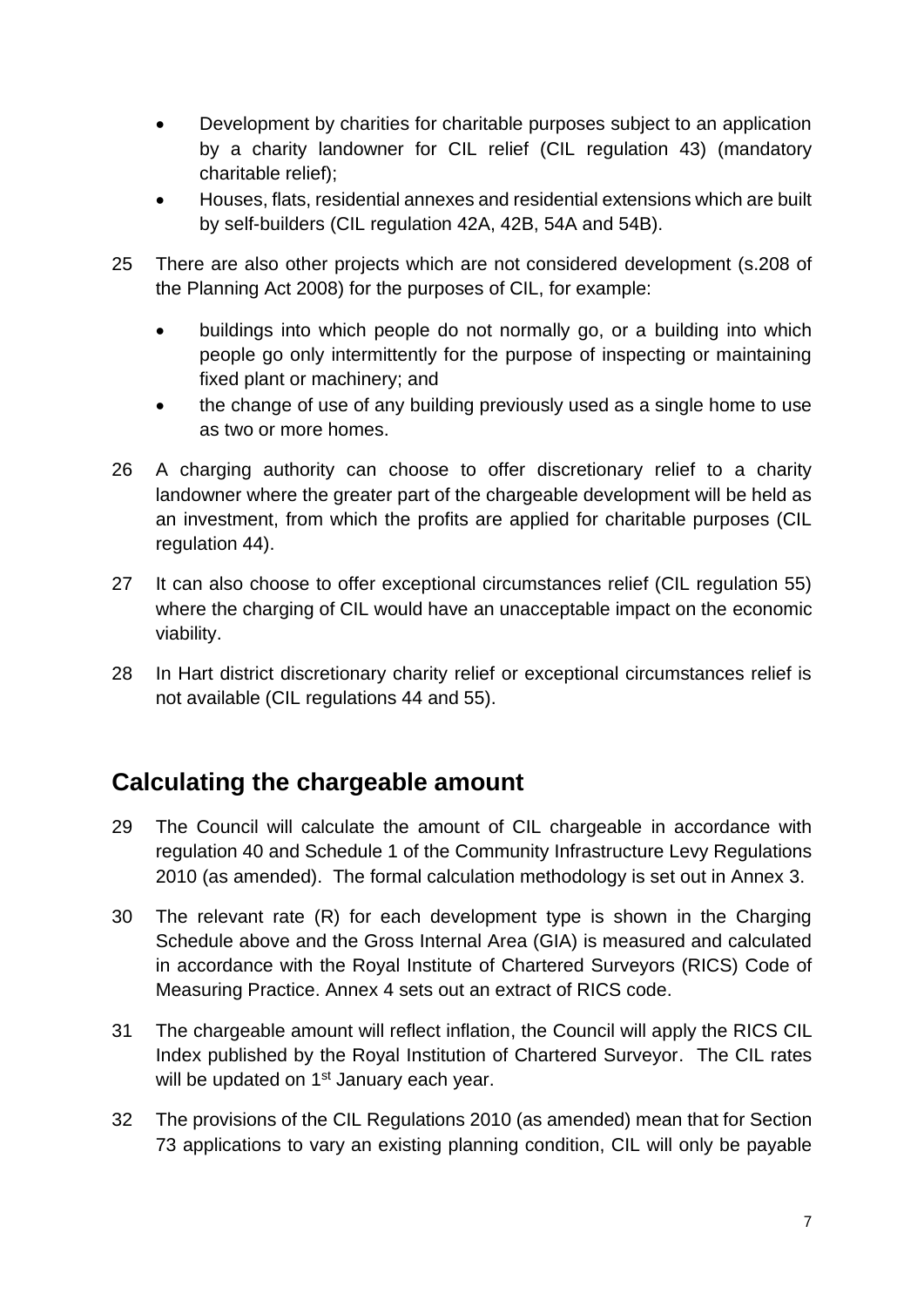- Development by charities for charitable purposes subject to an application by a charity landowner for CIL relief (CIL regulation 43) (mandatory charitable relief);
- Houses, flats, residential annexes and residential extensions which are built by self-builders (CIL regulation 42A, 42B, 54A and 54B).

25 There are also other projects which are not considered development (s.208 of the Planning Act 2008) for the purposes of CIL, for example:

- buildings into which people do not normally go, or a building into which people go only intermittently for the purpose of inspecting or maintaining fixed plant or machinery; and
- the change of use of any building previously used as a single home to use as two or more homes.

26 A charging authority can choose to offer discretionary relief to a charity landowner where the greater part of the chargeable development will be held as an investment, from which the profits are applied for charitable purposes (CIL regulation 44).

27 It can also choose to offer exceptional circumstances relief (CIL regulation 55) where the charging of CIL would have an unacceptable impact on the economic viability.

28 In Hart district discretionary charity relief or exceptional circumstances relief is not available (CIL regulations 44 and 55).

## Calculating the chargeable amount

29 The Council will calculate the amount of CIL chargeable in accordance with regulation 40 and Schedule 1 of the Community Infrastructure Levy Regulations 2010 (as amended). The formal calculation methodology is set out in Annex 3.

30 The relevant rate (R) for each development type is shown in the Charging Schedule above and the Gross Internal Area (GIA) is measured and calculated in accordance with the Royal Institute of Chartered Surveyors (RICS) Code of Measuring Practice. Annex 4 sets out an extract of RICS code.

31 The chargeable amount will reflect inflation, the Council will apply the RICS CIL Index published by the Royal Institution of Chartered Surveyor. The CIL rates will be updated on 1st January each year.

32 The provisions of the CIL Regulations 2010 (as amended) mean that for Section 73 applications to vary an existing planning condition, CIL will only be payable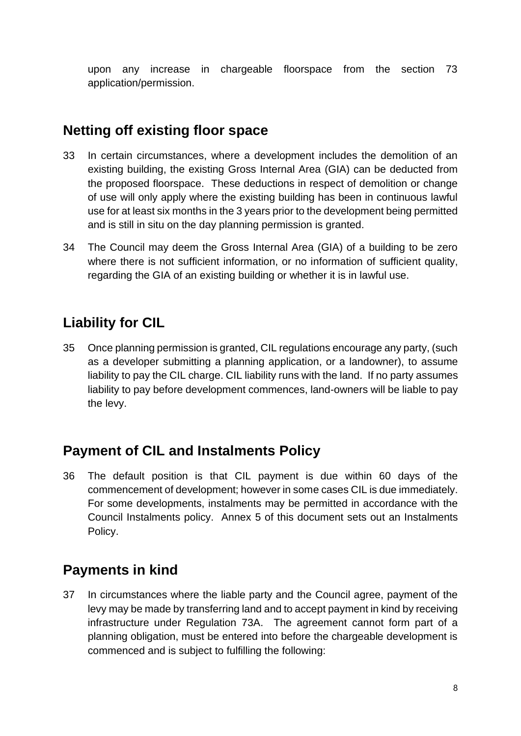upon any increase in chargeable floorspace from the section 73 application/permission.

## Netting off existing floor space

33 In certain circumstances, where a development includes the demolition of an existing building, the existing Gross Internal Area (GIA) can be deducted from the proposed floorspace. These deductions in respect of demolition or change of use will only apply where the existing building has been in continuous lawful use for at least six months in the 3 years prior to the development being permitted and is still in situ on the day planning permission is granted.

34 The Council may deem the Gross Internal Area (GIA) of a building to be zero where there is not sufficient information, or no information of sufficient quality, regarding the GIA of an existing building or whether it is in lawful use.

## Liability for CIL

35 Once planning permission is granted, CIL regulations encourage any party, (such as a developer submitting a planning application, or a landowner), to assume liability to pay the CIL charge. CIL liability runs with the land. If no party assumes liability to pay before development commences, land-owners will be liable to pay the levy.

## Payment of CIL and Instalments Policy

36 The default position is that CIL payment is due within 60 days of the commencement of development; however in some cases CIL is due immediately. For some developments, instalments may be permitted in accordance with the Council Instalments policy. Annex 5 of this document sets out an Instalments Policy.

## Payments in kind

37 In circumstances where the liable party and the Council agree, payment of the levy may be made by transferring land and to accept payment in kind by receiving infrastructure under Regulation 73A. The agreement cannot form part of a planning obligation, must be entered into before the chargeable development is commenced and is subject to fulfilling the following: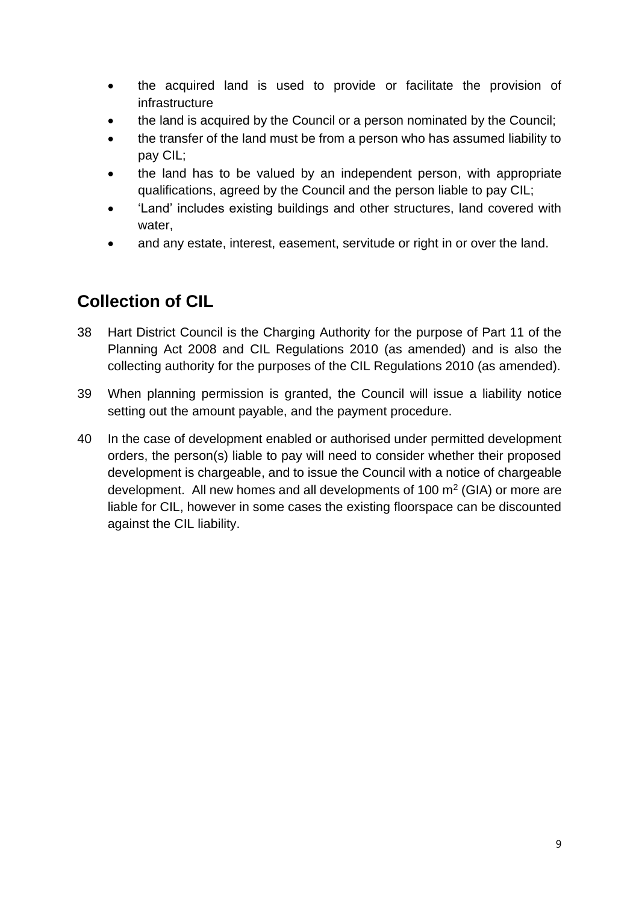- the acquired land is used to provide or facilitate the provision of infrastructure
- the land is acquired by the Council or a person nominated by the Council;
- the transfer of the land must be from a person who has assumed liability to pay CIL;
- the land has to be valued by an independent person, with appropriate qualifications, agreed by the Council and the person liable to pay CIL;
- 'Land' includes existing buildings and other structures, land covered with water,
- and any estate, interest, easement, servitude or right in or over the land.

## Collection of CIL

38 Hart District Council is the Charging Authority for the purpose of Part 11 of the Planning Act 2008 and CIL Regulations 2010 (as amended) and is also the collecting authority for the purposes of the CIL Regulations 2010 (as amended).

39 When planning permission is granted, the Council will issue a liability notice setting out the amount payable, and the payment procedure.

40 In the case of development enabled or authorised under permitted development orders, the person(s) liable to pay will need to consider whether their proposed development is chargeable, and to issue the Council with a notice of chargeable development. All new homes and all developments of 100 $m^2$ (GIA) or more are liable for CIL, however in some cases the existing floorspace can be discounted against the CIL liability.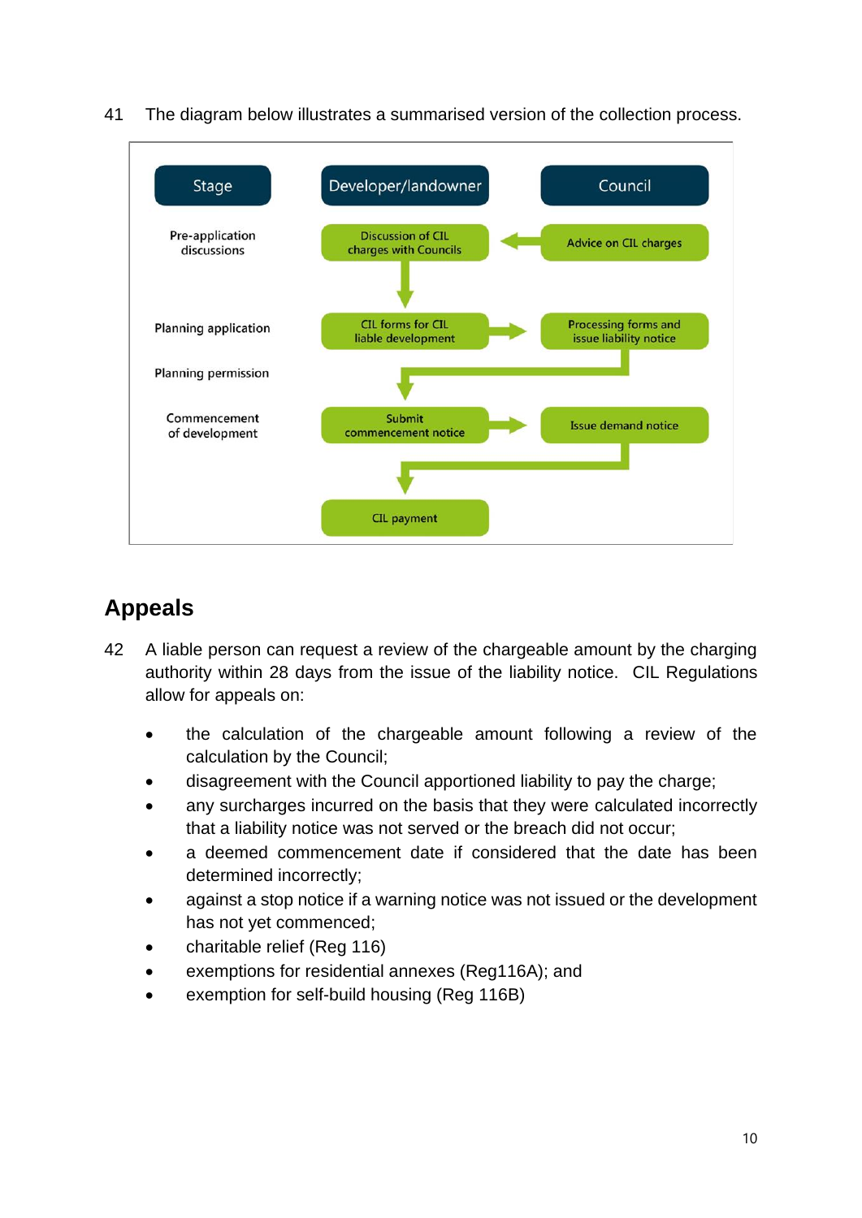41 The diagram below illustrates a summarised version of the collection process.

| Stage | Developer/landowner | Council |
| --- | --- | --- |
| Pre-application discussions | Discussion of CIL charges with Councils | Advice on CIL charges |
| Planning application | CIL forms for CIL liable development | Processing forms and issue liability notice |
| Planning permission | | |
| Commencement of development | Submit commencement notice | Issue demand notice |
| | CIL payment | |

## Appeals

42 A liable person can request a review of the chargeable amount by the charging authority within 28 days from the issue of the liability notice. CIL Regulations allow for appeals on:

- the calculation of the chargeable amount following a review of the calculation by the Council;
- disagreement with the Council apportioned liability to pay the charge;
- any surcharges incurred on the basis that they were calculated incorrectly that a liability notice was not served or the breach did not occur;
- a deemed commencement date if considered that the date has been determined incorrectly;
- against a stop notice if a warning notice was not issued or the development has not yet commenced;
- charitable relief (Reg 116)
- exemptions for residential annexes (Reg116A); and
- exemption for self-build housing (Reg 116B)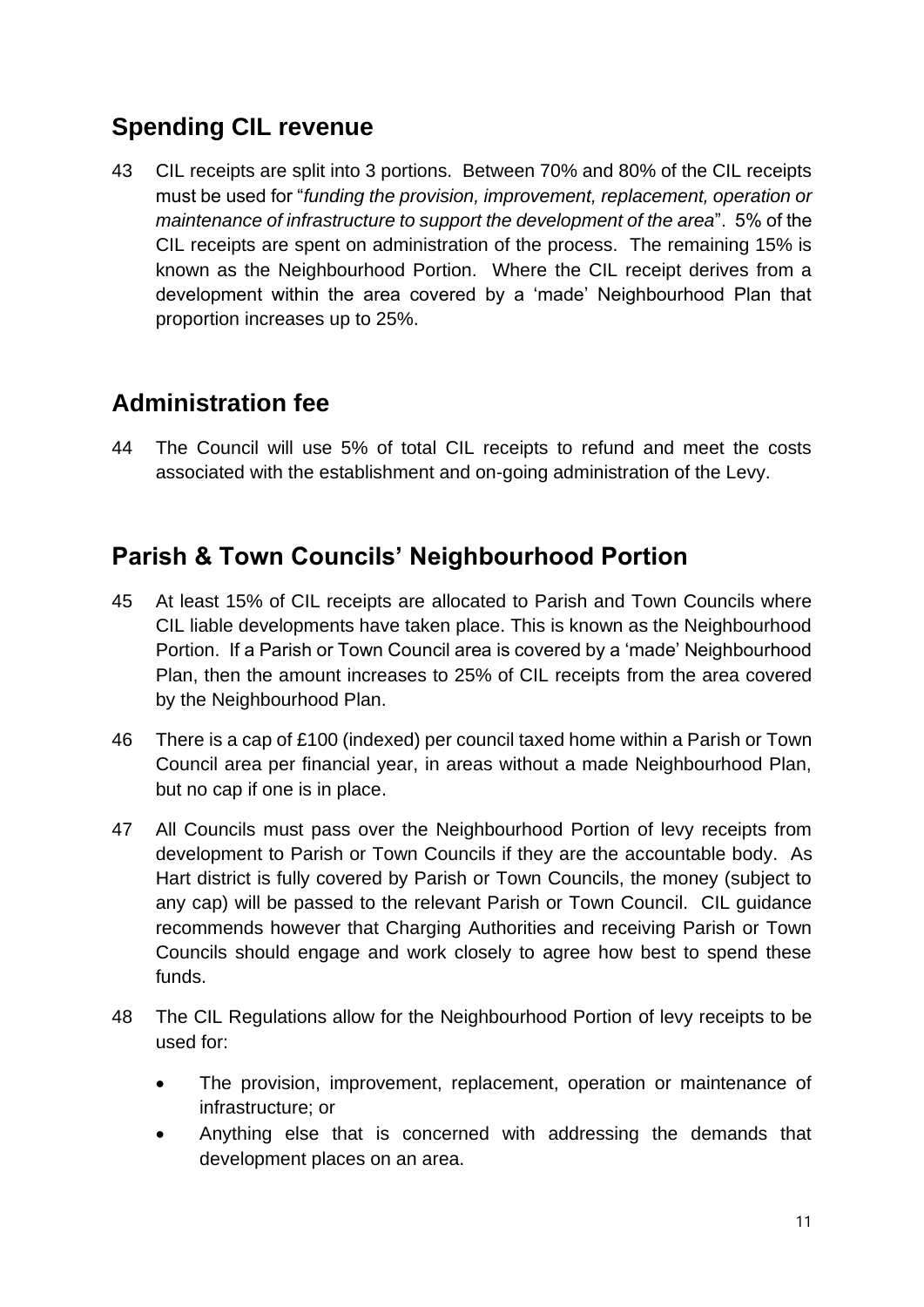## Spending CIL revenue

43 CIL receipts are split into 3 portions. Between 70% and 80% of the CIL receipts must be used for "*funding the provision, improvement, replacement, operation or maintenance of infrastructure to support the development of the area*". 5% of the CIL receipts are spent on administration of the process. The remaining 15% is known as the Neighbourhood Portion. Where the CIL receipt derives from a development within the area covered by a 'made' Neighbourhood Plan that proportion increases up to 25%.

## Administration fee

44 The Council will use 5% of total CIL receipts to refund and meet the costs associated with the establishment and on-going administration of the Levy.

## Parish & Town Councils' Neighbourhood Portion

45 At least 15% of CIL receipts are allocated to Parish and Town Councils where CIL liable developments have taken place. This is known as the Neighbourhood Portion. If a Parish or Town Council area is covered by a 'made' Neighbourhood Plan, then the amount increases to 25% of CIL receipts from the area covered by the Neighbourhood Plan.

46 There is a cap of £100 (indexed) per council taxed home within a Parish or Town Council area per financial year, in areas without a made Neighbourhood Plan, but no cap if one is in place.

47 All Councils must pass over the Neighbourhood Portion of levy receipts from development to Parish or Town Councils if they are the accountable body. As Hart district is fully covered by Parish or Town Councils, the money (subject to any cap) will be passed to the relevant Parish or Town Council. CIL guidance recommends however that Charging Authorities and receiving Parish or Town Councils should engage and work closely to agree how best to spend these funds.

48 The CIL Regulations allow for the Neighbourhood Portion of levy receipts to be used for:

- The provision, improvement, replacement, operation or maintenance of infrastructure; or
- Anything else that is concerned with addressing the demands that development places on an area.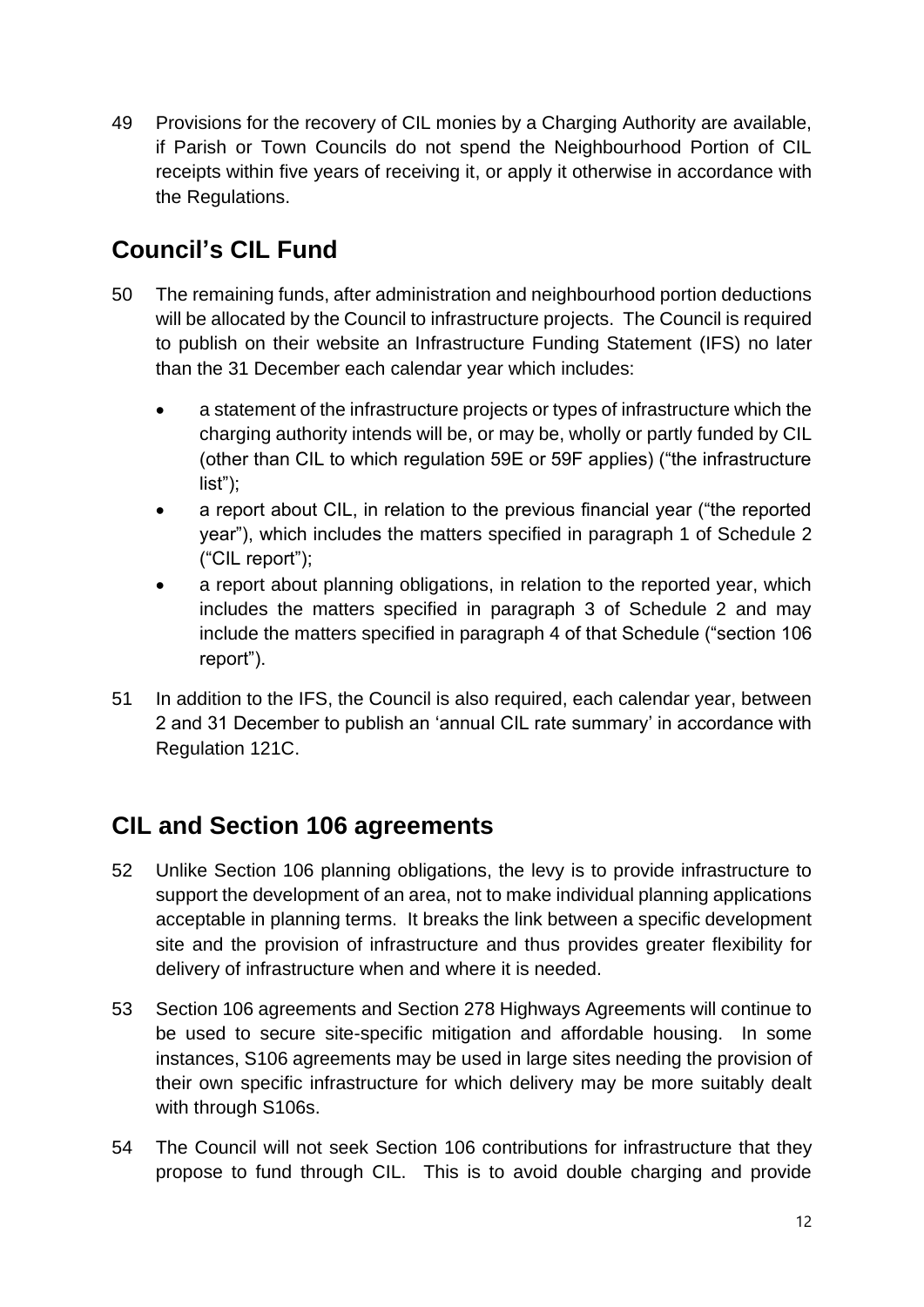49 Provisions for the recovery of CIL monies by a Charging Authority are available, if Parish or Town Councils do not spend the Neighbourhood Portion of CIL receipts within five years of receiving it, or apply it otherwise in accordance with the Regulations.

## Council's CIL Fund

50 The remaining funds, after administration and neighbourhood portion deductions will be allocated by the Council to infrastructure projects. The Council is required to publish on their website an Infrastructure Funding Statement (IFS) no later than the 31 December each calendar year which includes:

- a statement of the infrastructure projects or types of infrastructure which the charging authority intends will be, or may be, wholly or partly funded by CIL (other than CIL to which regulation 59E or 59F applies) ("the infrastructure list");
- a report about CIL, in relation to the previous financial year ("the reported year"), which includes the matters specified in paragraph 1 of Schedule 2 ("CIL report");
- a report about planning obligations, in relation to the reported year, which includes the matters specified in paragraph 3 of Schedule 2 and may include the matters specified in paragraph 4 of that Schedule ("section 106 report").

51 In addition to the IFS, the Council is also required, each calendar year, between 2 and 31 December to publish an 'annual CIL rate summary' in accordance with Regulation 121C.

## CIL and Section 106 agreements

52 Unlike Section 106 planning obligations, the levy is to provide infrastructure to support the development of an area, not to make individual planning applications acceptable in planning terms. It breaks the link between a specific development site and the provision of infrastructure and thus provides greater flexibility for delivery of infrastructure when and where it is needed.

53 Section 106 agreements and Section 278 Highways Agreements will continue to be used to secure site-specific mitigation and affordable housing. In some instances, S106 agreements may be used in large sites needing the provision of their own specific infrastructure for which delivery may be more suitably dealt with through S106s.

54 The Council will not seek Section 106 contributions for infrastructure that they propose to fund through CIL. This is to avoid double charging and provide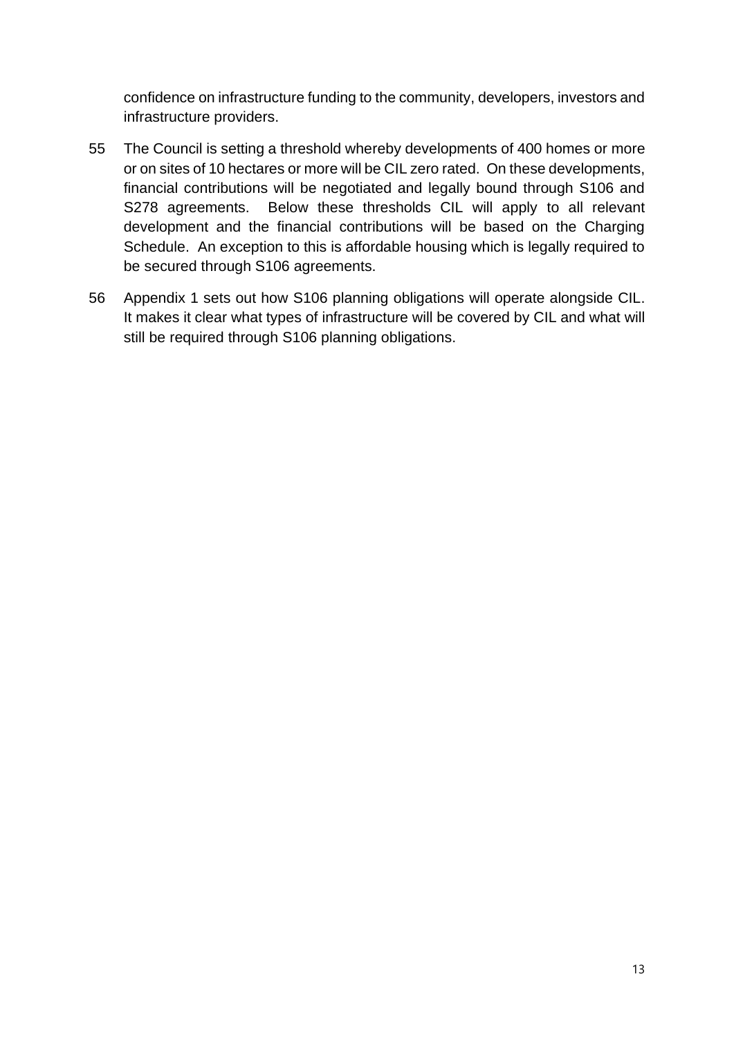confidence on infrastructure funding to the community, developers, investors and infrastructure providers.

55 The Council is setting a threshold whereby developments of 400 homes or more or on sites of 10 hectares or more will be CIL zero rated. On these developments, financial contributions will be negotiated and legally bound through S106 and S278 agreements. Below these thresholds CIL will apply to all relevant development and the financial contributions will be based on the Charging Schedule. An exception to this is affordable housing which is legally required to be secured through S106 agreements.

56 Appendix 1 sets out how S106 planning obligations will operate alongside CIL. It makes it clear what types of infrastructure will be covered by CIL and what will still be required through S106 planning obligations.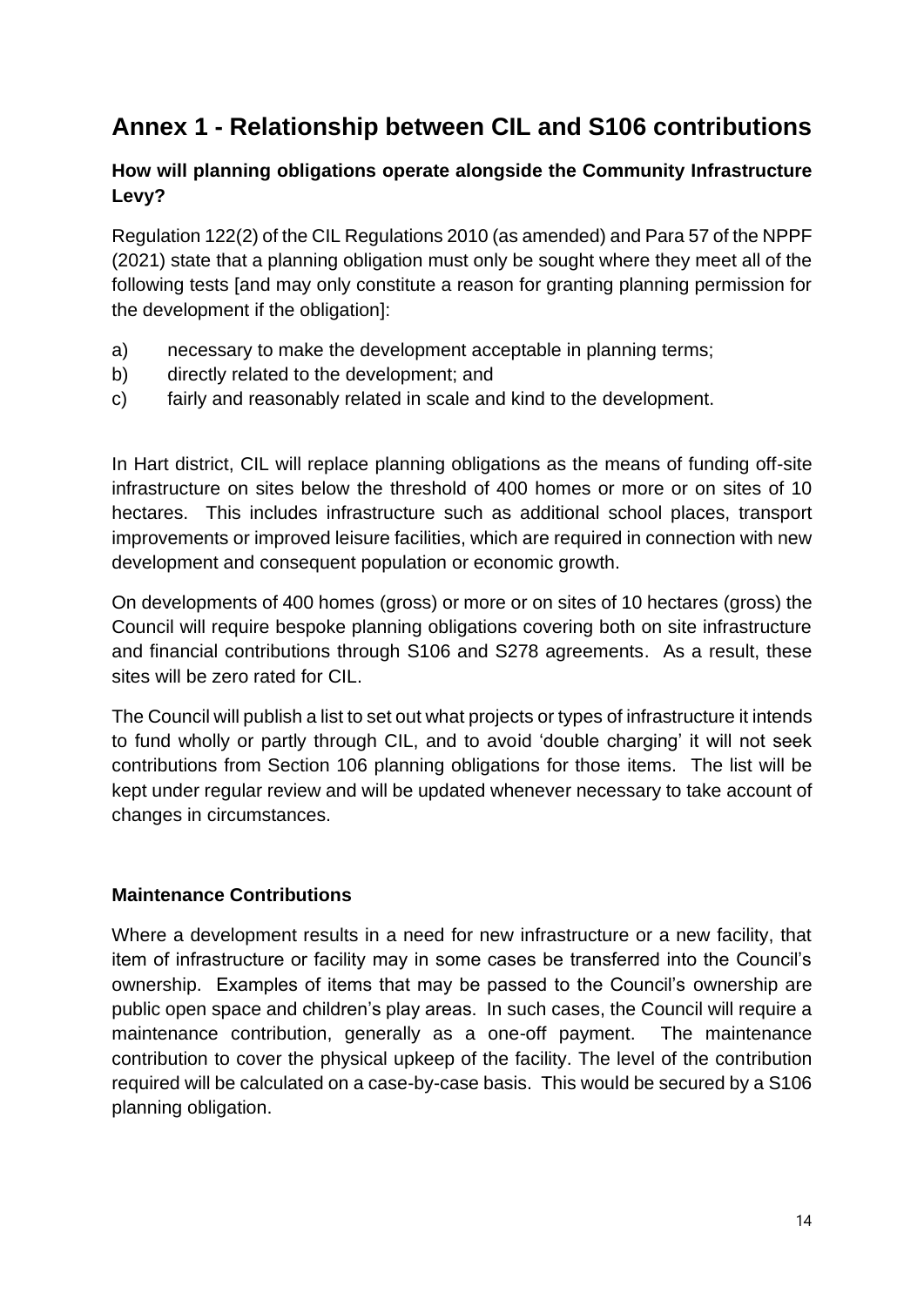# Annex 1 - Relationship between CIL and S106 contributions

### How will planning obligations operate alongside the Community Infrastructure Levy?

Regulation 122(2) of the CIL Regulations 2010 (as amended) and Para 57 of the NPPF (2021) state that a planning obligation must only be sought where they meet all of the following tests [and may only constitute a reason for granting planning permission for the development if the obligation]:

a) necessary to make the development acceptable in planning terms;
b) directly related to the development; and
c) fairly and reasonably related in scale and kind to the development.

In Hart district, CIL will replace planning obligations as the means of funding off-site infrastructure on sites below the threshold of 400 homes or more or on sites of 10 hectares. This includes infrastructure such as additional school places, transport improvements or improved leisure facilities, which are required in connection with new development and consequent population or economic growth.

On developments of 400 homes (gross) or more or on sites of 10 hectares (gross) the Council will require bespoke planning obligations covering both on site infrastructure and financial contributions through S106 and S278 agreements. As a result, these sites will be zero rated for CIL.

The Council will publish a list to set out what projects or types of infrastructure it intends to fund wholly or partly through CIL, and to avoid 'double charging' it will not seek contributions from Section 106 planning obligations for those items. The list will be kept under regular review and will be updated whenever necessary to take account of changes in circumstances.

### Maintenance Contributions

Where a development results in a need for new infrastructure or a new facility, that item of infrastructure or facility may in some cases be transferred into the Council's ownership. Examples of items that may be passed to the Council's ownership are public open space and children's play areas. In such cases, the Council will require a maintenance contribution, generally as a one-off payment. The maintenance contribution to cover the physical upkeep of the facility. The level of the contribution required will be calculated on a case-by-case basis. This would be secured by a S106 planning obligation.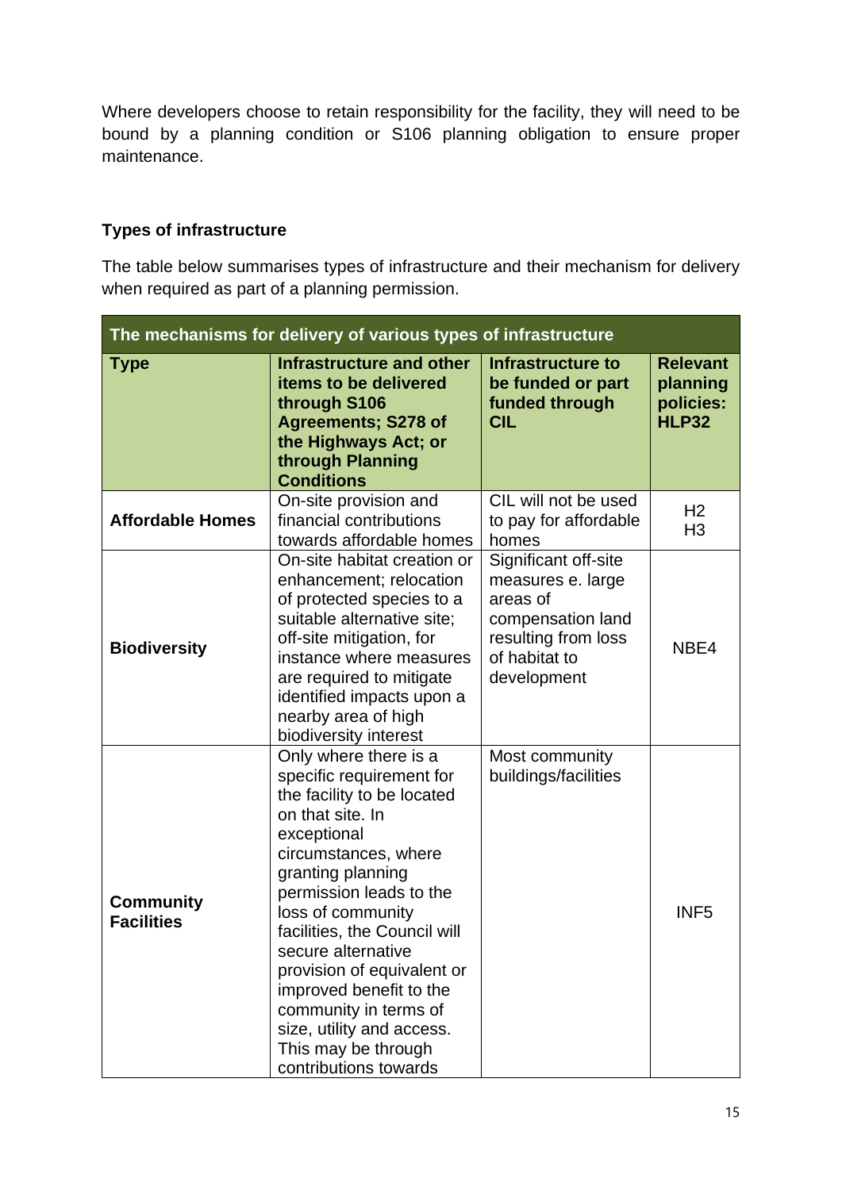Where developers choose to retain responsibility for the facility, they will need to be bound by a planning condition or S106 planning obligation to ensure proper maintenance.

### Types of infrastructure

The table below summarises types of infrastructure and their mechanism for delivery when required as part of a planning permission.

| The mechanisms for delivery of various types of infrastructure | | | |
|---|---|---|---|
| **Type** | **Infrastructure and other items to be delivered through S106 Agreements; S278 of the Highways Act; or through Planning Conditions** | **Infrastructure to be funded or part funded through CIL** | **Relevant planning policies: HLP32** |
| **Affordable Homes** | On-site provision and financial contributions towards affordable homes | CIL will not be used to pay for affordable homes | H2<br>H3 |
| **Biodiversity** | On-site habitat creation or enhancement; relocation of protected species to a suitable alternative site; off-site mitigation, for instance where measures are required to mitigate identified impacts upon a nearby area of high biodiversity interest | Significant off-site measures e. large areas of compensation land resulting from loss of habitat to development | NBE4 |
| **Community Facilities** | Only where there is a specific requirement for the facility to be located on that site. In exceptional circumstances, where granting planning permission leads to the loss of community facilities, the Council will secure alternative provision of equivalent or improved benefit to the community in terms of size, utility and access. This may be through contributions towards | Most community buildings/facilities | INF5 |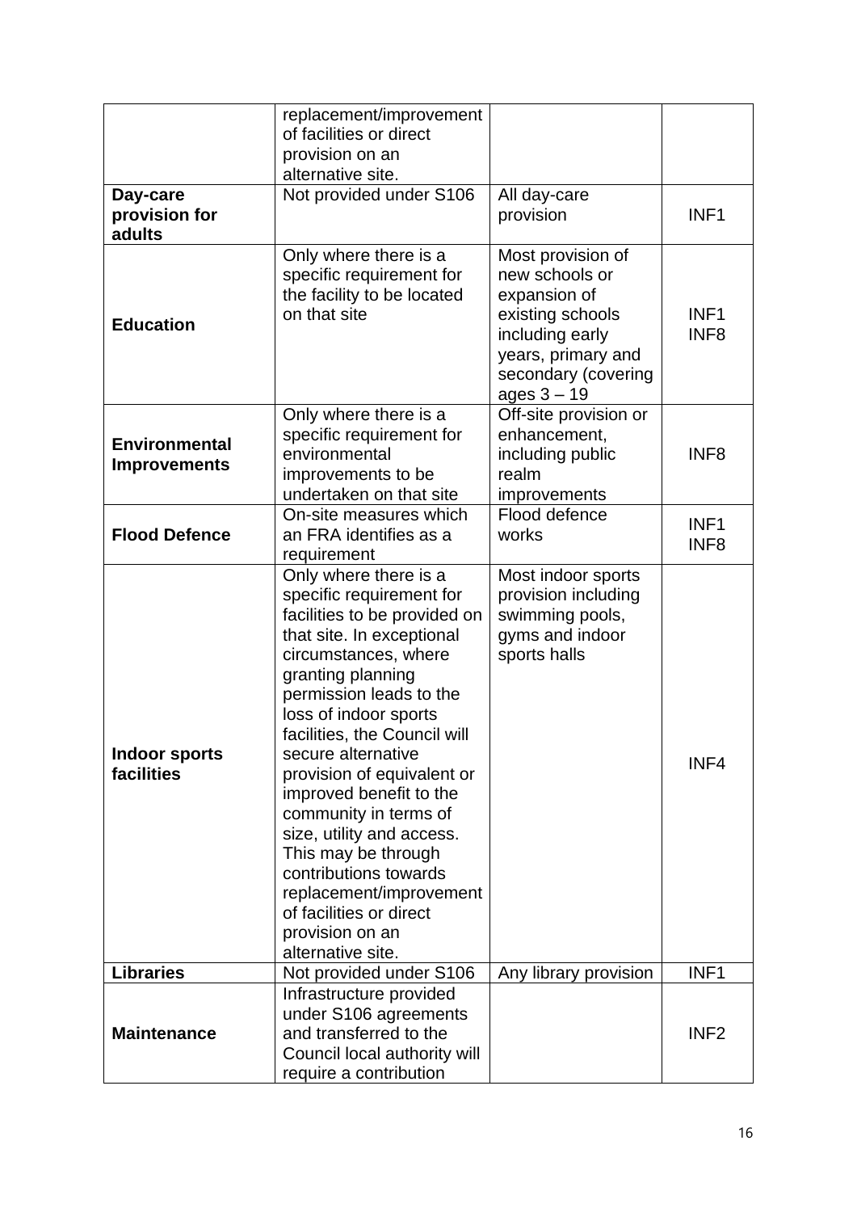| | | | |
|---|---|---|---|
| | replacement/improvement of facilities or direct provision on an alternative site. | | |
| **Day-care provision for adults** | Not provided under S106 | All day-care provision | INF1 |
| **Education** | Only where there is a specific requirement for the facility to be located on that site | Most provision of new schools or expansion of existing schools including early years, primary and secondary (covering ages 3 – 19 | INF1<br>INF8 |
| **Environmental Improvements** | Only where there is a specific requirement for environmental improvements to be undertaken on that site | Off-site provision or enhancement, including public realm improvements | INF8 |
| **Flood Defence** | On-site measures which an FRA identifies as a requirement | Flood defence works | INF1<br>INF8 |
| **Indoor sports facilities** | Only where there is a specific requirement for facilities to be provided on that site. In exceptional circumstances, where granting planning permission leads to the loss of indoor sports facilities, the Council will secure alternative provision of equivalent or improved benefit to the community in terms of size, utility and access. This may be through contributions towards replacement/improvement of facilities or direct provision on an alternative site. | Most indoor sports provision including swimming pools, gyms and indoor sports halls | INF4 |
| **Libraries** | Not provided under S106 | Any library provision | INF1 |
| **Maintenance** | Infrastructure provided under S106 agreements and transferred to the Council local authority will require a contribution | | INF2 |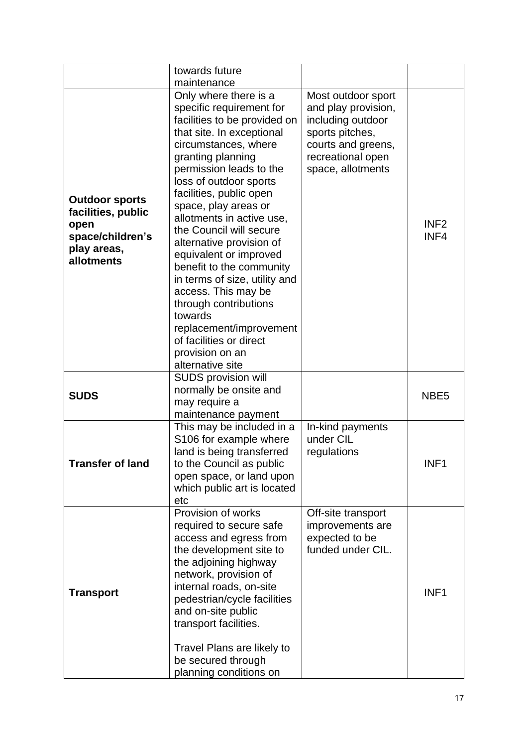|  |  |  |  |
|---|---|---|---|
|  | towards future maintenance |  |  |
| **Outdoor sports facilities, public open space/children's play areas, allotments** | Only where there is a specific requirement for facilities to be provided on that site. In exceptional circumstances, where granting planning permission leads to the loss of outdoor sports facilities, public open space, play areas or allotments in active use, the Council will secure alternative provision of equivalent or improved benefit to the community in terms of size, utility and access. This may be through contributions towards replacement/improvement of facilities or direct provision on an alternative site | Most outdoor sport and play provision, including outdoor sports pitches, courts and greens, recreational open space, allotments | INF2 INF4 |
| **SUDS** | SUDS provision will normally be onsite and may require a maintenance payment |  | NBE5 |
| **Transfer of land** | This may be included in a S106 for example where land is being transferred to the Council as public open space, or land upon which public art is located etc | In-kind payments under CIL regulations | INF1 |
| **Transport** | Provision of works required to secure safe access and egress from the development site to the adjoining highway network, provision of internal roads, on-site pedestrian/cycle facilities and on-site public transport facilities.<br><br>Travel Plans are likely to be secured through planning conditions on | Off-site transport improvements are expected to be funded under CIL. | INF1 |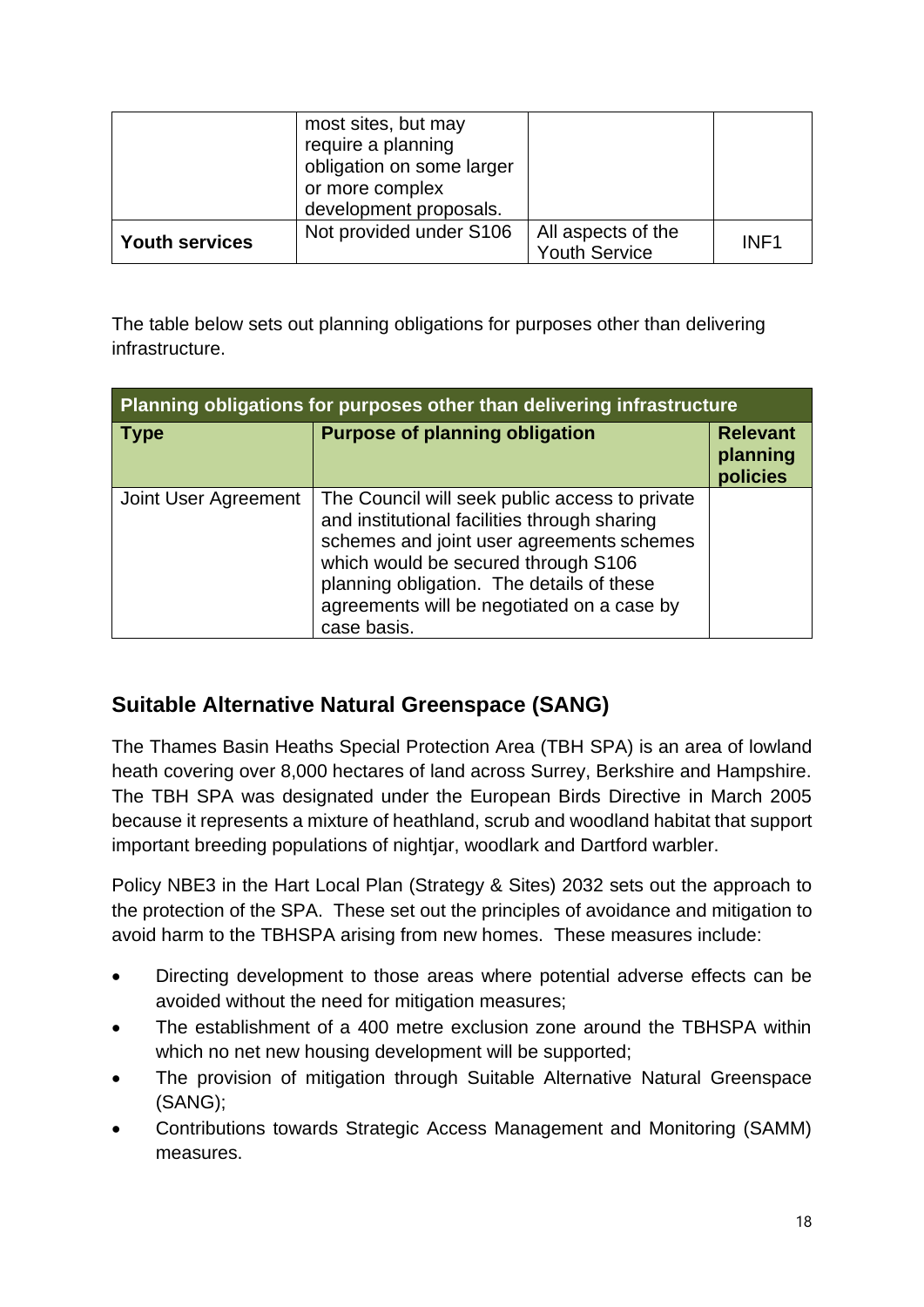|  | most sites, but may require a planning obligation on some larger or more complex development proposals. |  |  |
|---|---|---|---|
| **Youth services** | Not provided under S106 | All aspects of the Youth Service | INF1 |

The table below sets out planning obligations for purposes other than delivering infrastructure.

| **Planning obligations for purposes other than delivering infrastructure** | | |
|---|---|---|
| **Type** | **Purpose of planning obligation** | **Relevant planning policies** |
| Joint User Agreement | The Council will seek public access to private and institutional facilities through sharing schemes and joint user agreements schemes which would be secured through S106 planning obligation. The details of these agreements will be negotiated on a case by case basis. |  |

## Suitable Alternative Natural Greenspace (SANG)

The Thames Basin Heaths Special Protection Area (TBH SPA) is an area of lowland heath covering over 8,000 hectares of land across Surrey, Berkshire and Hampshire. The TBH SPA was designated under the European Birds Directive in March 2005 because it represents a mixture of heathland, scrub and woodland habitat that support important breeding populations of nightjar, woodlark and Dartford warbler.

Policy NBE3 in the Hart Local Plan (Strategy & Sites) 2032 sets out the approach to the protection of the SPA. These set out the principles of avoidance and mitigation to avoid harm to the TBHSPA arising from new homes. These measures include:

- Directing development to those areas where potential adverse effects can be avoided without the need for mitigation measures;
- The establishment of a 400 metre exclusion zone around the TBHSPA within which no net new housing development will be supported;
- The provision of mitigation through Suitable Alternative Natural Greenspace (SANG);
- Contributions towards Strategic Access Management and Monitoring (SAMM) measures.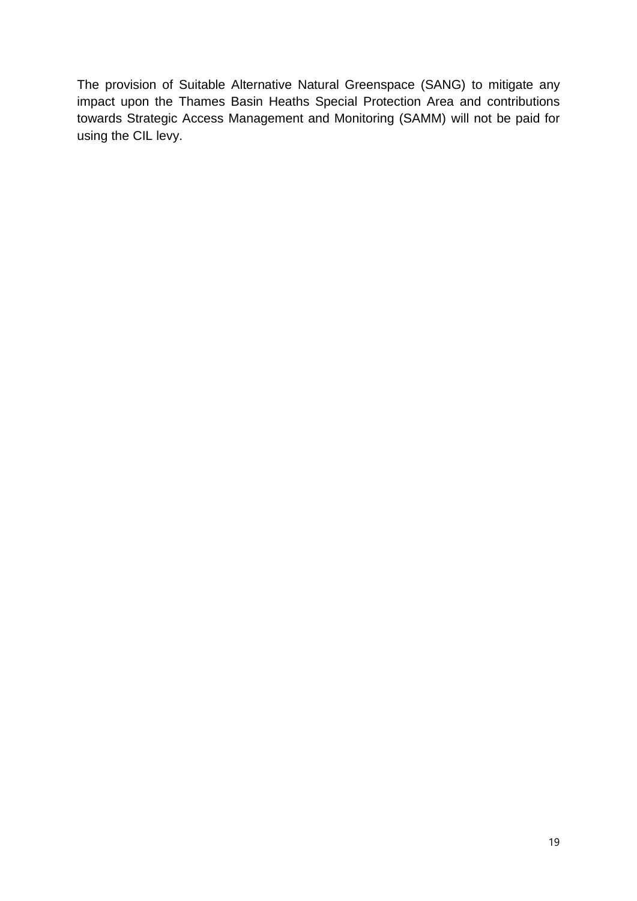The provision of Suitable Alternative Natural Greenspace (SANG) to mitigate any impact upon the Thames Basin Heaths Special Protection Area and contributions towards Strategic Access Management and Monitoring (SAMM) will not be paid for using the CIL levy.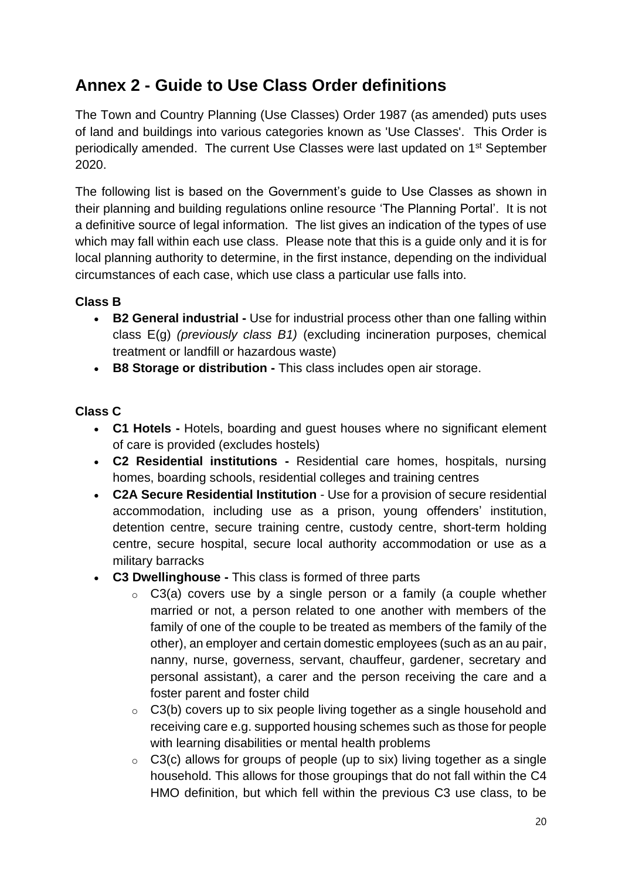## Annex 2 - Guide to Use Class Order definitions

The Town and Country Planning (Use Classes) Order 1987 (as amended) puts uses of land and buildings into various categories known as 'Use Classes'. This Order is periodically amended. The current Use Classes were last updated on 1st September 2020.

The following list is based on the Government's guide to Use Classes as shown in their planning and building regulations online resource 'The Planning Portal'. It is not a definitive source of legal information. The list gives an indication of the types of use which may fall within each use class. Please note that this is a guide only and it is for local planning authority to determine, in the first instance, depending on the individual circumstances of each case, which use class a particular use falls into.

**Class B**

- **B2 General industrial -** Use for industrial process other than one falling within class E(g) *(previously class B1)* (excluding incineration purposes, chemical treatment or landfill or hazardous waste)
- **B8 Storage or distribution -** This class includes open air storage.

**Class C**

- **C1 Hotels -** Hotels, boarding and guest houses where no significant element of care is provided (excludes hostels)
- **C2 Residential institutions -** Residential care homes, hospitals, nursing homes, boarding schools, residential colleges and training centres
- **C2A Secure Residential Institution** - Use for a provision of secure residential accommodation, including use as a prison, young offenders' institution, detention centre, secure training centre, custody centre, short-term holding centre, secure hospital, secure local authority accommodation or use as a military barracks
- **C3 Dwellinghouse -** This class is formed of three parts
  - C3(a) covers use by a single person or a family (a couple whether married or not, a person related to one another with members of the family of one of the couple to be treated as members of the family of the other), an employer and certain domestic employees (such as an au pair, nanny, nurse, governess, servant, chauffeur, gardener, secretary and personal assistant), a carer and the person receiving the care and a foster parent and foster child
  - C3(b) covers up to six people living together as a single household and receiving care e.g. supported housing schemes such as those for people with learning disabilities or mental health problems
  - C3(c) allows for groups of people (up to six) living together as a single household. This allows for those groupings that do not fall within the C4 HMO definition, but which fell within the previous C3 use class, to be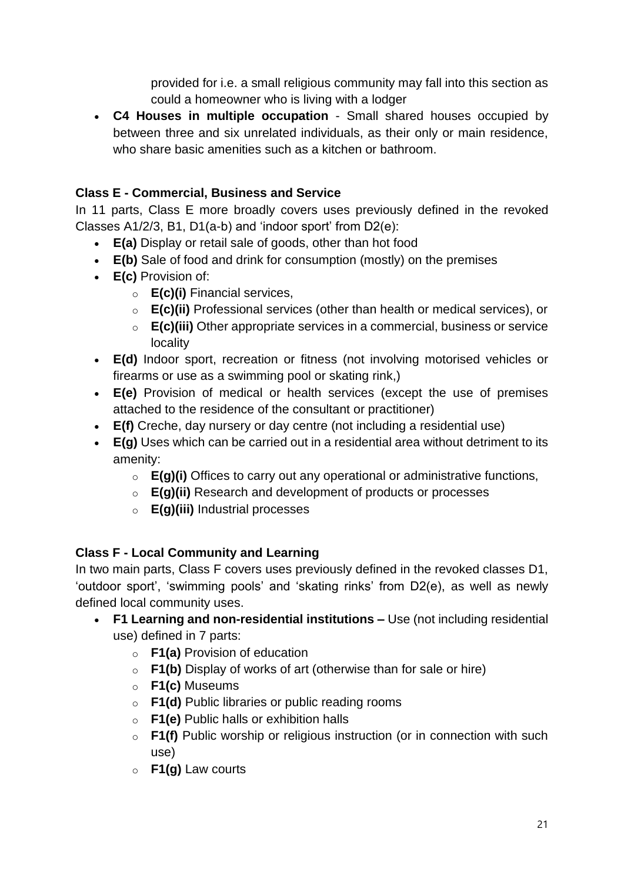provided for i.e. a small religious community may fall into this section as could a homeowner who is living with a lodger

- **C4 Houses in multiple occupation** - Small shared houses occupied by between three and six unrelated individuals, as their only or main residence, who share basic amenities such as a kitchen or bathroom.

**Class E - Commercial, Business and Service**

In 11 parts, Class E more broadly covers uses previously defined in the revoked Classes A1/2/3, B1, D1(a-b) and 'indoor sport' from D2(e):

- **E(a)** Display or retail sale of goods, other than hot food
- **E(b)** Sale of food and drink for consumption (mostly) on the premises
- **E(c)** Provision of:
  - **E(c)(i)** Financial services,
  - **E(c)(ii)** Professional services (other than health or medical services), or
  - **E(c)(iii)** Other appropriate services in a commercial, business or service locality
- **E(d)** Indoor sport, recreation or fitness (not involving motorised vehicles or firearms or use as a swimming pool or skating rink,)
- **E(e)** Provision of medical or health services (except the use of premises attached to the residence of the consultant or practitioner)
- **E(f)** Creche, day nursery or day centre (not including a residential use)
- **E(g)** Uses which can be carried out in a residential area without detriment to its amenity:
  - **E(g)(i)** Offices to carry out any operational or administrative functions,
  - **E(g)(ii)** Research and development of products or processes
  - **E(g)(iii)** Industrial processes

**Class F - Local Community and Learning**

In two main parts, Class F covers uses previously defined in the revoked classes D1, 'outdoor sport', 'swimming pools' and 'skating rinks' from D2(e), as well as newly defined local community uses.

- **F1 Learning and non-residential institutions –** Use (not including residential use) defined in 7 parts:
  - **F1(a)** Provision of education
  - **F1(b)** Display of works of art (otherwise than for sale or hire)
  - **F1(c)** Museums
  - **F1(d)** Public libraries or public reading rooms
  - **F1(e)** Public halls or exhibition halls
  - **F1(f)** Public worship or religious instruction (or in connection with such use)
  - **F1(g)** Law courts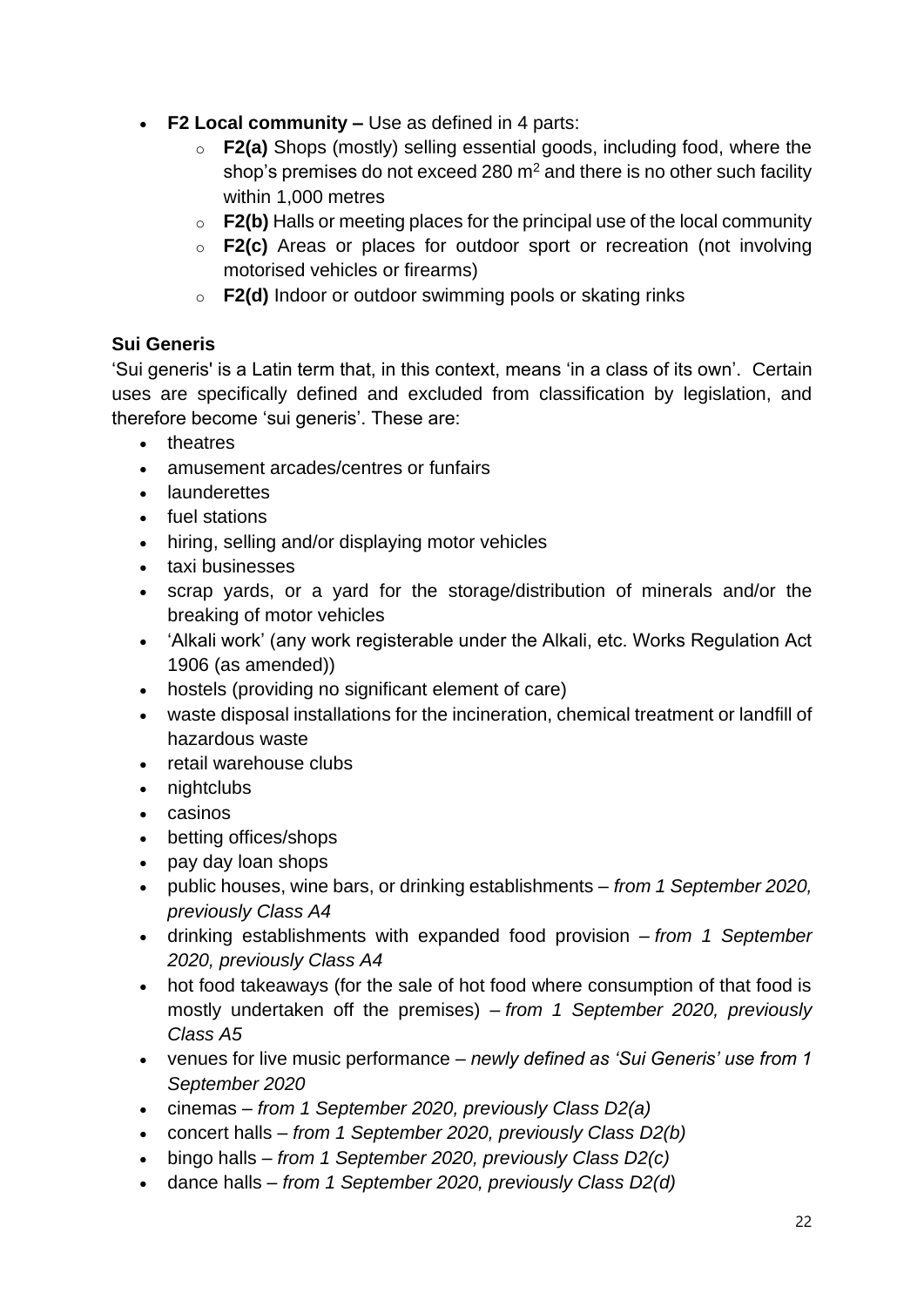- **F2 Local community –** Use as defined in 4 parts:
  - **F2(a)** Shops (mostly) selling essential goods, including food, where the shop's premises do not exceed 280 $m^2$ and there is no other such facility within 1,000 metres
  - **F2(b)** Halls or meeting places for the principal use of the local community
  - **F2(c)** Areas or places for outdoor sport or recreation (not involving motorised vehicles or firearms)
  - **F2(d)** Indoor or outdoor swimming pools or skating rinks

**Sui Generis**

'Sui generis' is a Latin term that, in this context, means 'in a class of its own'. Certain uses are specifically defined and excluded from classification by legislation, and therefore become 'sui generis'. These are:

- theatres
- amusement arcades/centres or funfairs
- launderettes
- fuel stations
- hiring, selling and/or displaying motor vehicles
- taxi businesses
- scrap yards, or a yard for the storage/distribution of minerals and/or the breaking of motor vehicles
- 'Alkali work' (any work registerable under the Alkali, etc. Works Regulation Act 1906 (as amended))
- hostels (providing no significant element of care)
- waste disposal installations for the incineration, chemical treatment or landfill of hazardous waste
- retail warehouse clubs
- nightclubs
- casinos
- betting offices/shops
- pay day loan shops
- public houses, wine bars, or drinking establishments – *from 1 September 2020, previously Class A4*
- drinking establishments with expanded food provision – *from 1 September 2020, previously Class A4*
- hot food takeaways (for the sale of hot food where consumption of that food is mostly undertaken off the premises) – *from 1 September 2020, previously Class A5*
- venues for live music performance – *newly defined as 'Sui Generis' use from 1 September 2020*
- cinemas – *from 1 September 2020, previously Class D2(a)*
- concert halls – *from 1 September 2020, previously Class D2(b)*
- bingo halls – *from 1 September 2020, previously Class D2(c)*
- dance halls – *from 1 September 2020, previously Class D2(d)*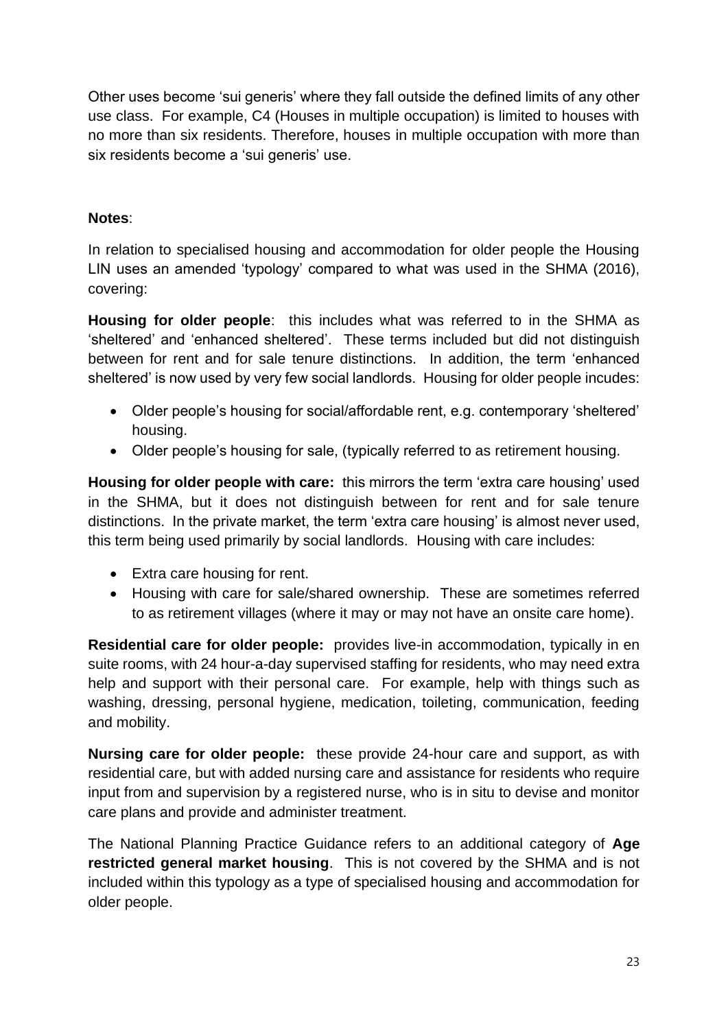Other uses become 'sui generis' where they fall outside the defined limits of any other use class. For example, C4 (Houses in multiple occupation) is limited to houses with no more than six residents. Therefore, houses in multiple occupation with more than six residents become a 'sui generis' use.

**Notes**:

In relation to specialised housing and accommodation for older people the Housing LIN uses an amended 'typology' compared to what was used in the SHMA (2016), covering:

**Housing for older people**: this includes what was referred to in the SHMA as 'sheltered' and 'enhanced sheltered'. These terms included but did not distinguish between for rent and for sale tenure distinctions. In addition, the term 'enhanced sheltered' is now used by very few social landlords. Housing for older people incudes:

- Older people's housing for social/affordable rent, e.g. contemporary 'sheltered' housing.
- Older people's housing for sale, (typically referred to as retirement housing.

**Housing for older people with care:** this mirrors the term 'extra care housing' used in the SHMA, but it does not distinguish between for rent and for sale tenure distinctions. In the private market, the term 'extra care housing' is almost never used, this term being used primarily by social landlords. Housing with care includes:

- Extra care housing for rent.
- Housing with care for sale/shared ownership. These are sometimes referred to as retirement villages (where it may or may not have an onsite care home).

**Residential care for older people:** provides live-in accommodation, typically in en suite rooms, with 24 hour-a-day supervised staffing for residents, who may need extra help and support with their personal care. For example, help with things such as washing, dressing, personal hygiene, medication, toileting, communication, feeding and mobility.

**Nursing care for older people:** these provide 24-hour care and support, as with residential care, but with added nursing care and assistance for residents who require input from and supervision by a registered nurse, who is in situ to devise and monitor care plans and provide and administer treatment.

The National Planning Practice Guidance refers to an additional category of **Age restricted general market housing**. This is not covered by the SHMA and is not included within this typology as a type of specialised housing and accommodation for older people.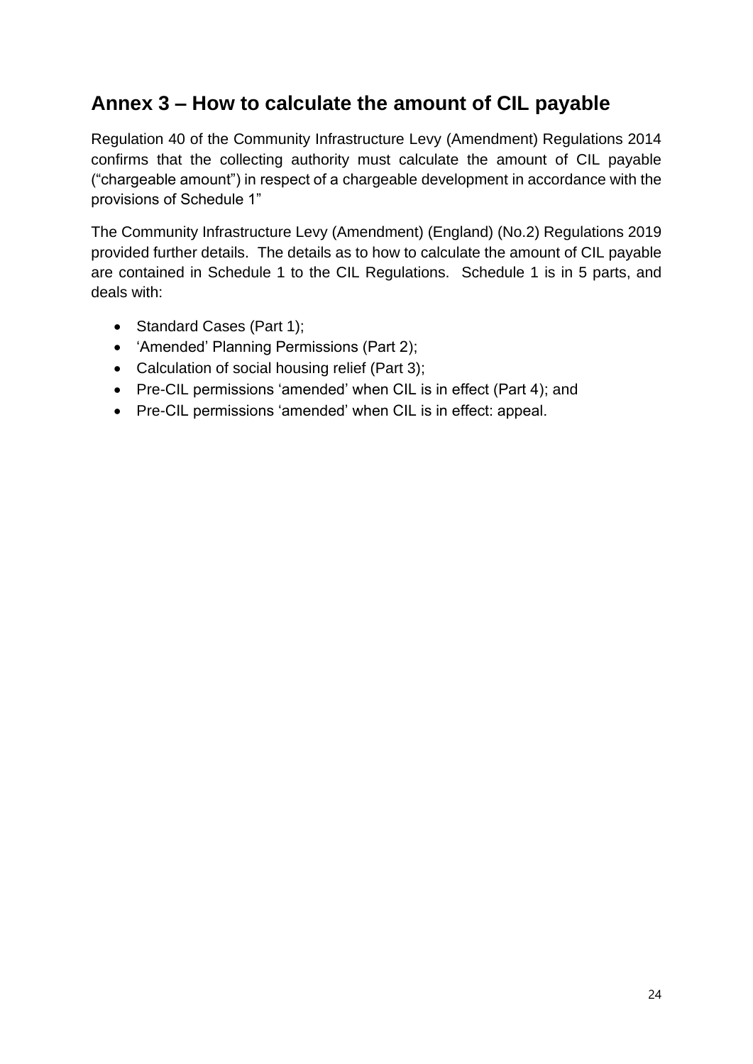## Annex 3 – How to calculate the amount of CIL payable

Regulation 40 of the Community Infrastructure Levy (Amendment) Regulations 2014 confirms that the collecting authority must calculate the amount of CIL payable ("chargeable amount") in respect of a chargeable development in accordance with the provisions of Schedule 1"

The Community Infrastructure Levy (Amendment) (England) (No.2) Regulations 2019 provided further details. The details as to how to calculate the amount of CIL payable are contained in Schedule 1 to the CIL Regulations. Schedule 1 is in 5 parts, and deals with:

- Standard Cases (Part 1);
- 'Amended' Planning Permissions (Part 2);
- Calculation of social housing relief (Part 3);
- Pre-CIL permissions 'amended' when CIL is in effect (Part 4); and
- Pre-CIL permissions 'amended' when CIL is in effect: appeal.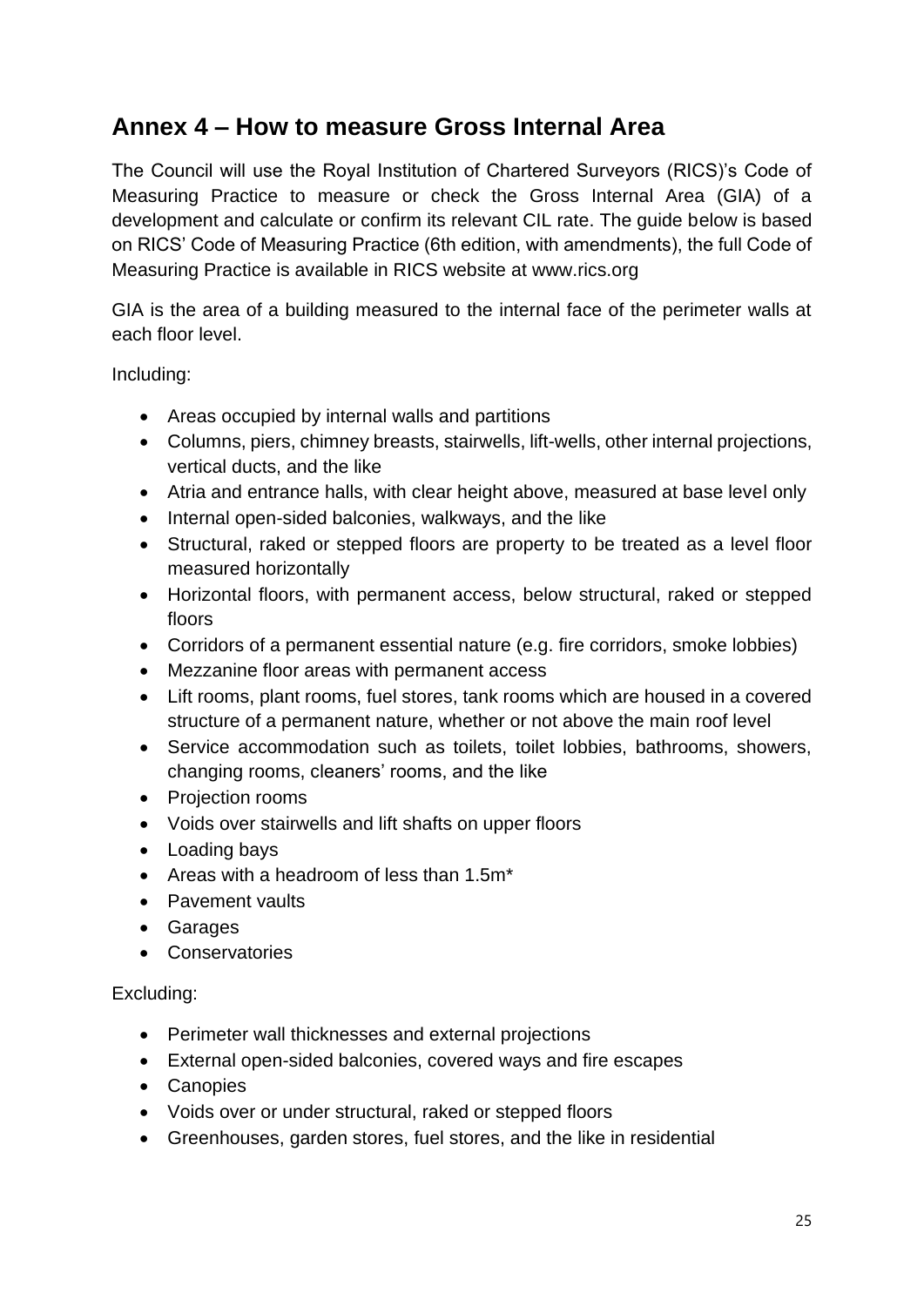## Annex 4 – How to measure Gross Internal Area

The Council will use the Royal Institution of Chartered Surveyors (RICS)'s Code of Measuring Practice to measure or check the Gross Internal Area (GIA) of a development and calculate or confirm its relevant CIL rate. The guide below is based on RICS' Code of Measuring Practice (6th edition, with amendments), the full Code of Measuring Practice is available in RICS website at www.rics.org

GIA is the area of a building measured to the internal face of the perimeter walls at each floor level.

Including:

- Areas occupied by internal walls and partitions
- Columns, piers, chimney breasts, stairwells, lift-wells, other internal projections, vertical ducts, and the like
- Atria and entrance halls, with clear height above, measured at base level only
- Internal open-sided balconies, walkways, and the like
- Structural, raked or stepped floors are property to be treated as a level floor measured horizontally
- Horizontal floors, with permanent access, below structural, raked or stepped floors
- Corridors of a permanent essential nature (e.g. fire corridors, smoke lobbies)
- Mezzanine floor areas with permanent access
- Lift rooms, plant rooms, fuel stores, tank rooms which are housed in a covered structure of a permanent nature, whether or not above the main roof level
- Service accommodation such as toilets, toilet lobbies, bathrooms, showers, changing rooms, cleaners' rooms, and the like
- Projection rooms
- Voids over stairwells and lift shafts on upper floors
- Loading bays
- Areas with a headroom of less than 1.5m*
- Pavement vaults
- Garages
- Conservatories

Excluding:

- Perimeter wall thicknesses and external projections
- External open-sided balconies, covered ways and fire escapes
- Canopies
- Voids over or under structural, raked or stepped floors
- Greenhouses, garden stores, fuel stores, and the like in residential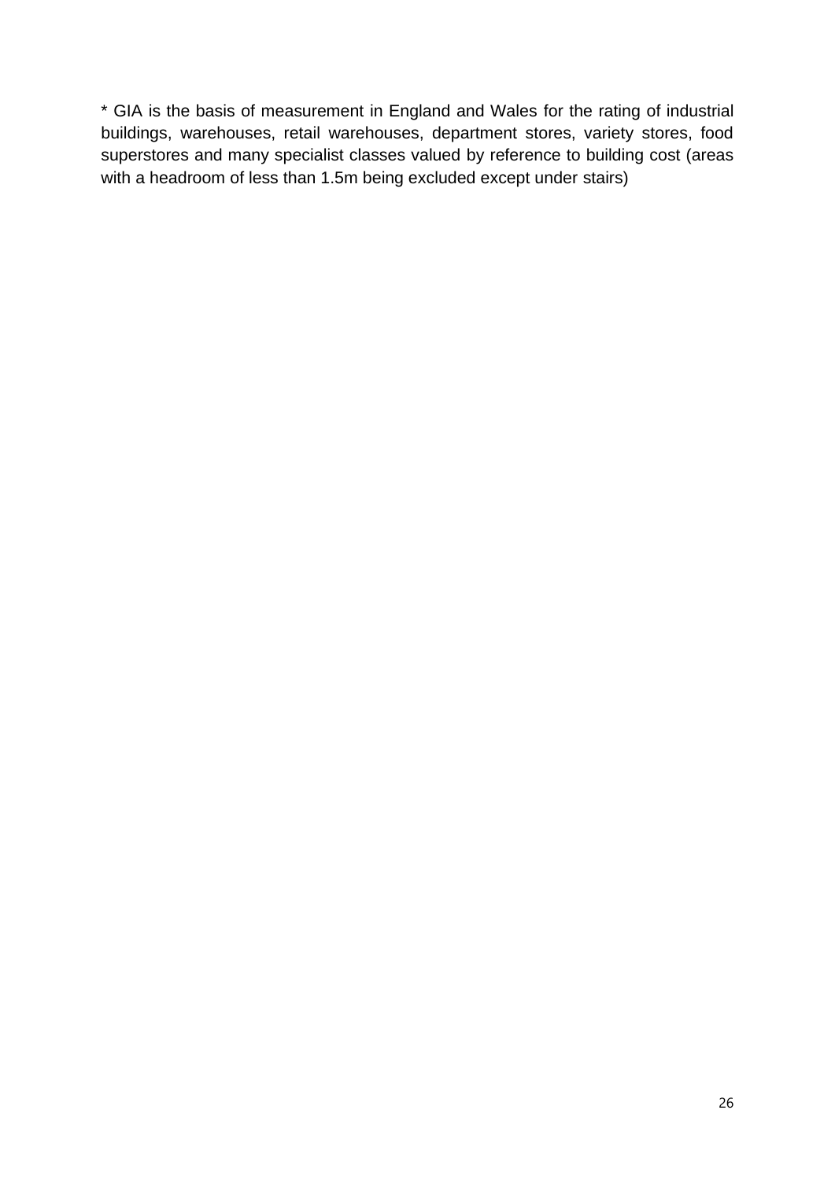* GIA is the basis of measurement in England and Wales for the rating of industrial buildings, warehouses, retail warehouses, department stores, variety stores, food superstores and many specialist classes valued by reference to building cost (areas with a headroom of less than 1.5m being excluded except under stairs)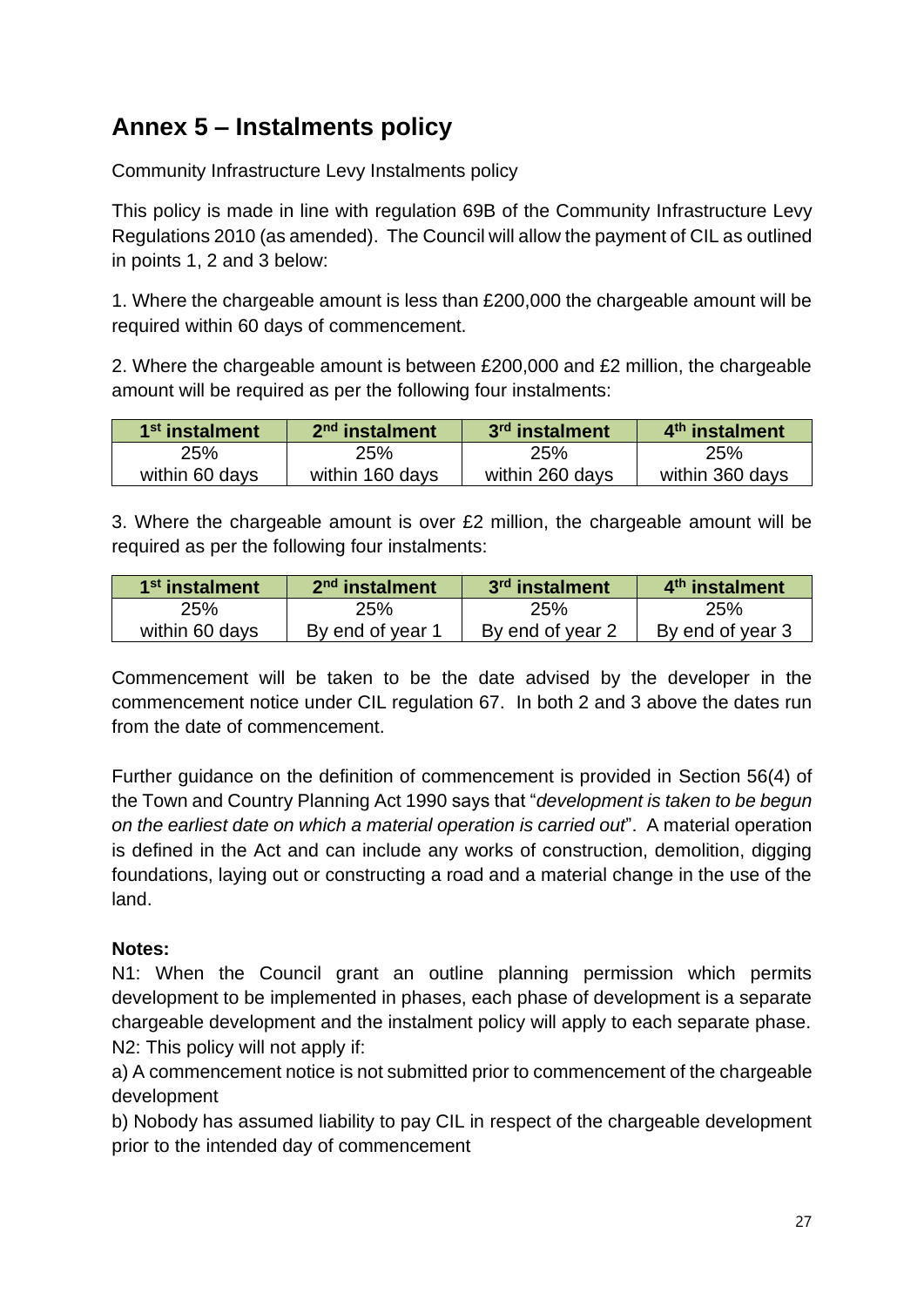## Annex 5 – Instalments policy

Community Infrastructure Levy Instalments policy

This policy is made in line with regulation 69B of the Community Infrastructure Levy Regulations 2010 (as amended). The Council will allow the payment of CIL as outlined in points 1, 2 and 3 below:

1. Where the chargeable amount is less than £200,000 the chargeable amount will be required within 60 days of commencement.

2. Where the chargeable amount is between £200,000 and £2 million, the chargeable amount will be required as per the following four instalments:

| 1st instalment | 2nd instalment | 3rd instalment | 4th instalment |
| --- | --- | --- | --- |
| 25% within 60 days | 25% within 160 days | 25% within 260 days | 25% within 360 days |

3. Where the chargeable amount is over £2 million, the chargeable amount will be required as per the following four instalments:

| 1st instalment | 2nd instalment | 3rd instalment | 4th instalment |
| --- | --- | --- | --- |
| 25% within 60 days | 25% By end of year 1 | 25% By end of year 2 | 25% By end of year 3 |

Commencement will be taken to be the date advised by the developer in the commencement notice under CIL regulation 67. In both 2 and 3 above the dates run from the date of commencement.

Further guidance on the definition of commencement is provided in Section 56(4) of the Town and Country Planning Act 1990 says that "*development is taken to be begun on the earliest date on which a material operation is carried out*". A material operation is defined in the Act and can include any works of construction, demolition, digging foundations, laying out or constructing a road and a material change in the use of the land.

**Notes:**

N1: When the Council grant an outline planning permission which permits development to be implemented in phases, each phase of development is a separate chargeable development and the instalment policy will apply to each separate phase.

N2: This policy will not apply if:

a) A commencement notice is not submitted prior to commencement of the chargeable development

b) Nobody has assumed liability to pay CIL in respect of the chargeable development prior to the intended day of commencement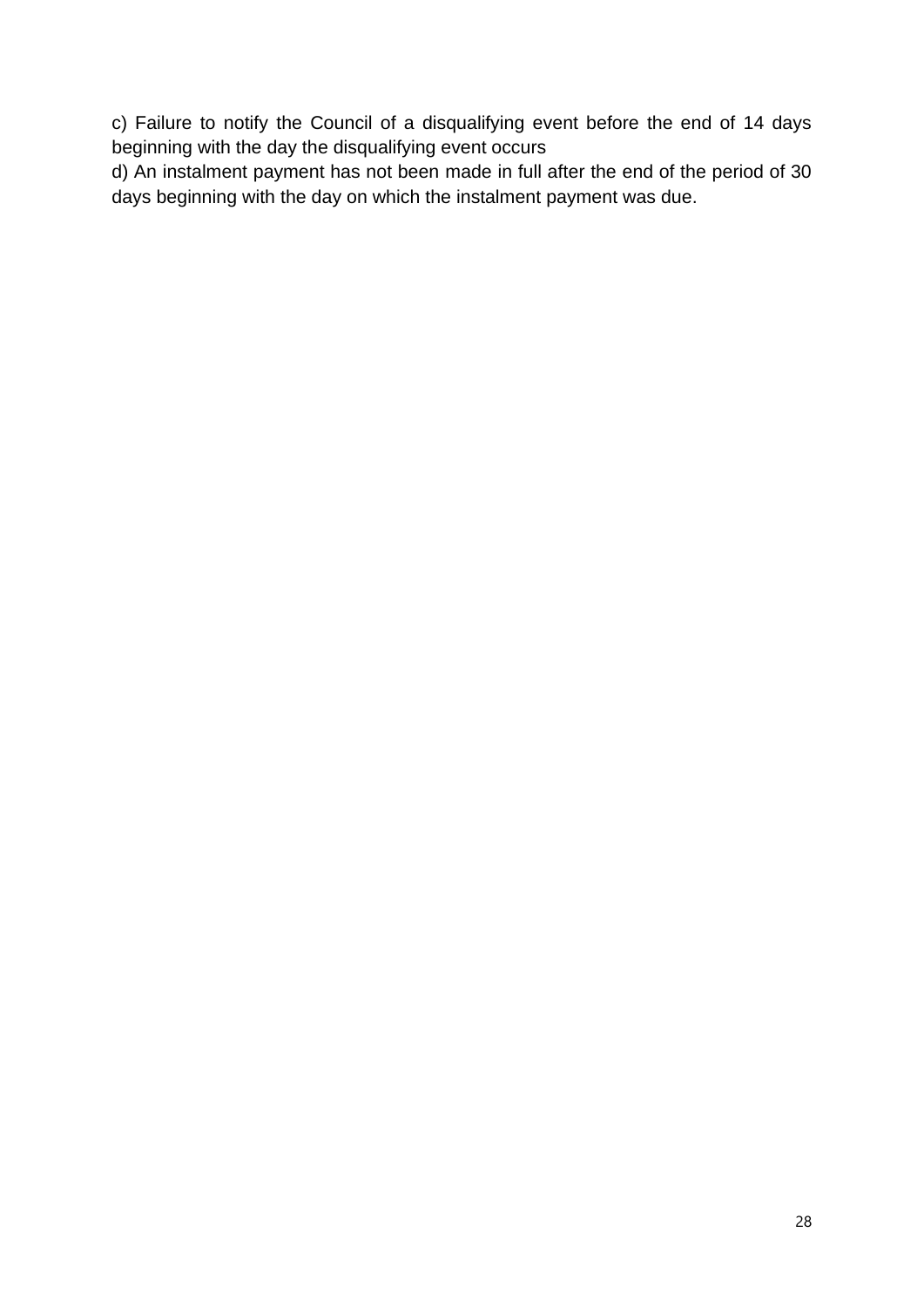c) Failure to notify the Council of a disqualifying event before the end of 14 days beginning with the day the disqualifying event occurs

d) An instalment payment has not been made in full after the end of the period of 30 days beginning with the day on which the instalment payment was due.